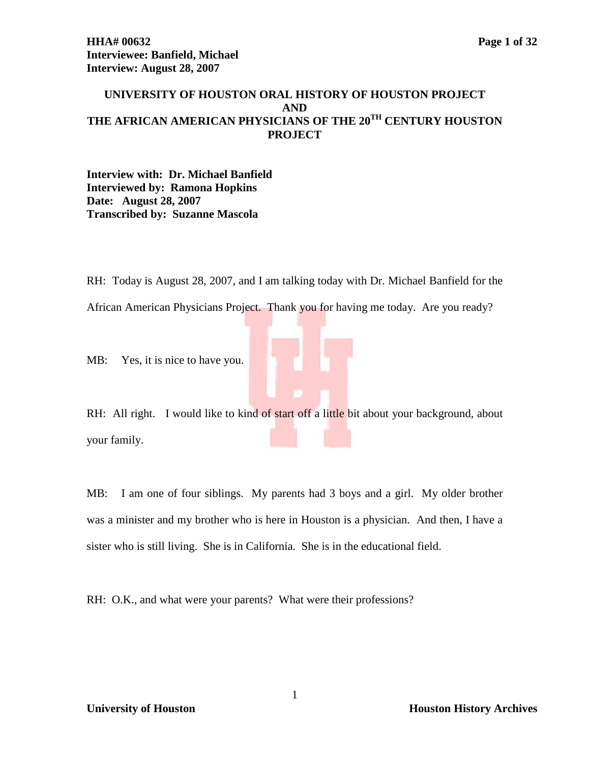**HHA# 00632**
**Interviewee: Banfield, Michael**
**Interview: August 28, 2007**

# UNIVERSITY OF HOUSTON ORAL HISTORY OF HOUSTON PROJECT AND THE AFRICAN AMERICAN PHYSICIANS OF THE 20TH CENTURY HOUSTON PROJECT

**Interview with: Dr. Michael Banfield**
**Interviewed by: Ramona Hopkins**
**Date: August 28, 2007**
**Transcribed by: Suzanne Mascola**

RH: Today is August 28, 2007, and I am talking today with Dr. Michael Banfield for the African American Physicians Project. Thank you for having me today. Are you ready?

MB: Yes, it is nice to have you.

RH: All right. I would like to kind of start off a little bit about your background, about your family.

MB: I am one of four siblings. My parents had 3 boys and a girl. My older brother was a minister and my brother who is here in Houston is a physician. And then, I have a sister who is still living. She is in California. She is in the educational field.

RH: O.K., and what were your parents? What were their professions?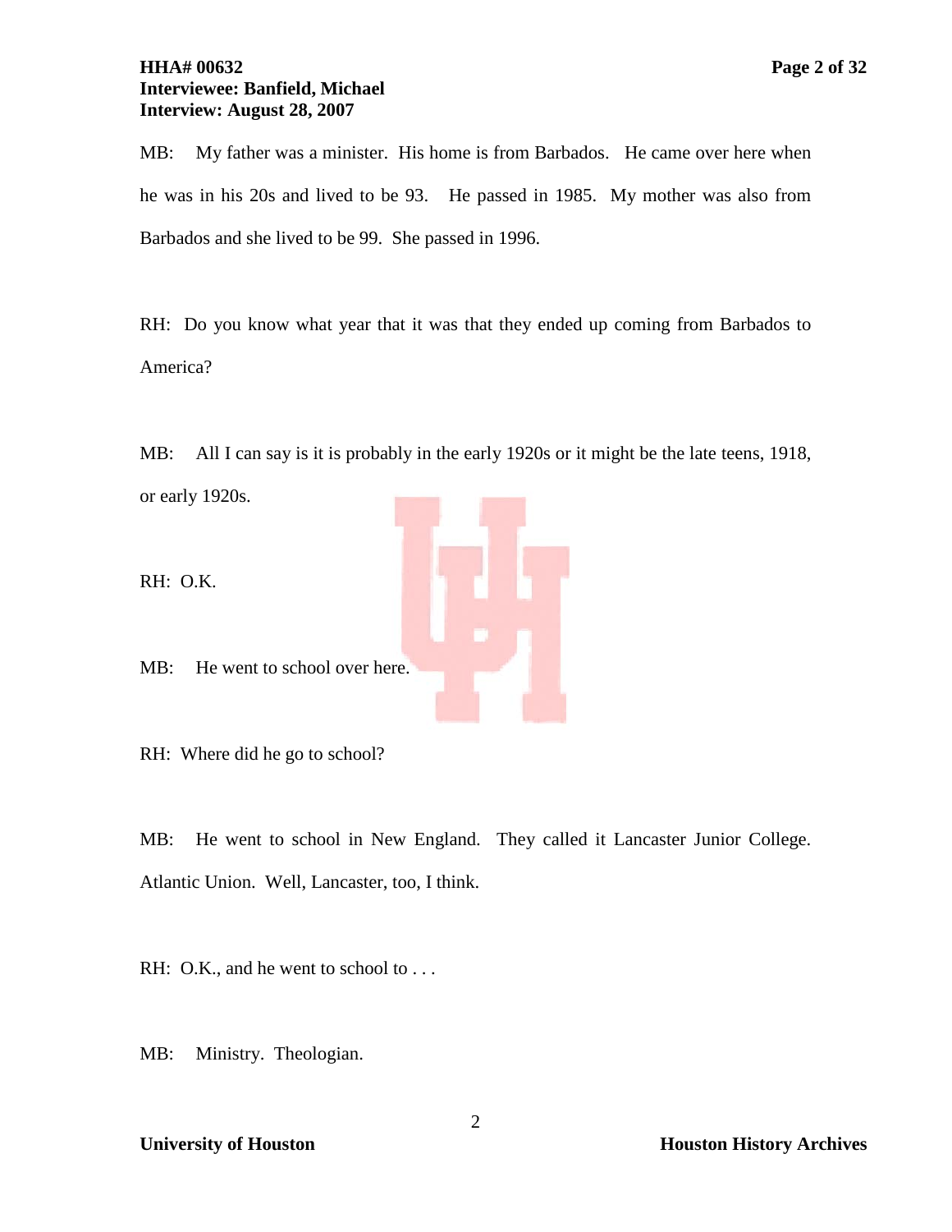MB: My father was a minister. His home is from Barbados. He came over here when he was in his 20s and lived to be 93. He passed in 1985. My mother was also from Barbados and she lived to be 99. She passed in 1996.

RH: Do you know what year that it was that they ended up coming from Barbados to America?

MB: All I can say is it is probably in the early 1920s or it might be the late teens, 1918, or early 1920s.

RH: O.K.

MB: He went to school over here.

RH: Where did he go to school?

MB: He went to school in New England. They called it Lancaster Junior College. Atlantic Union. Well, Lancaster, too, I think.

RH: O.K., and he went to school to . . .

MB: Ministry. Theologian.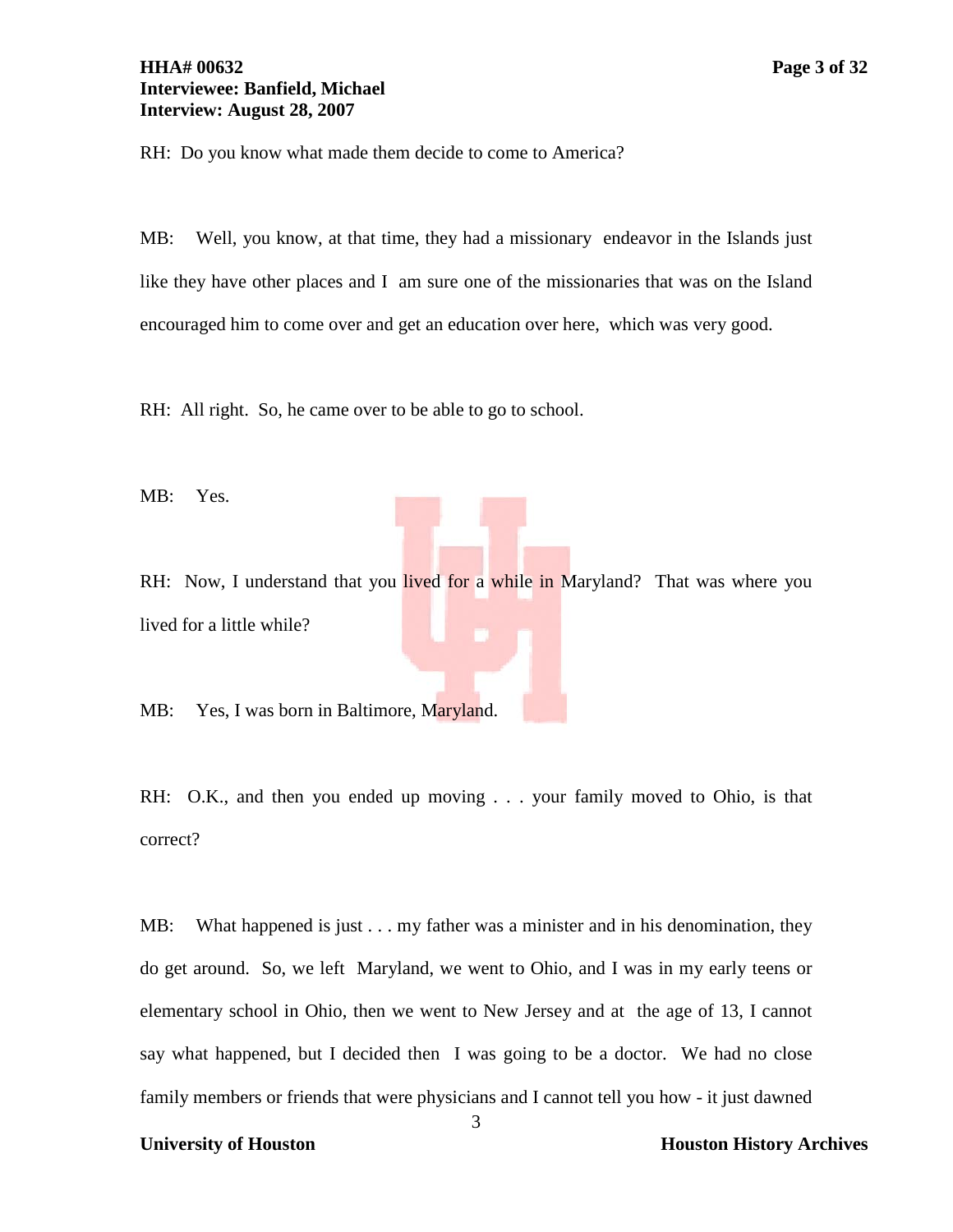RH: Do you know what made them decide to come to America?

MB: Well, you know, at that time, they had a missionary endeavor in the Islands just like they have other places and I am sure one of the missionaries that was on the Island encouraged him to come over and get an education over here, which was very good.

RH: All right. So, he came over to be able to go to school.

MB: Yes.

RH: Now, I understand that you lived for a while in Maryland? That was where you lived for a little while?

MB: Yes, I was born in Baltimore, Maryland.

RH: O.K., and then you ended up moving . . . your family moved to Ohio, is that correct?

MB: What happened is just . . . my father was a minister and in his denomination, they do get around. So, we left Maryland, we went to Ohio, and I was in my early teens or elementary school in Ohio, then we went to New Jersey and at the age of 13, I cannot say what happened, but I decided then I was going to be a doctor. We had no close family members or friends that were physicians and I cannot tell you how - it just dawned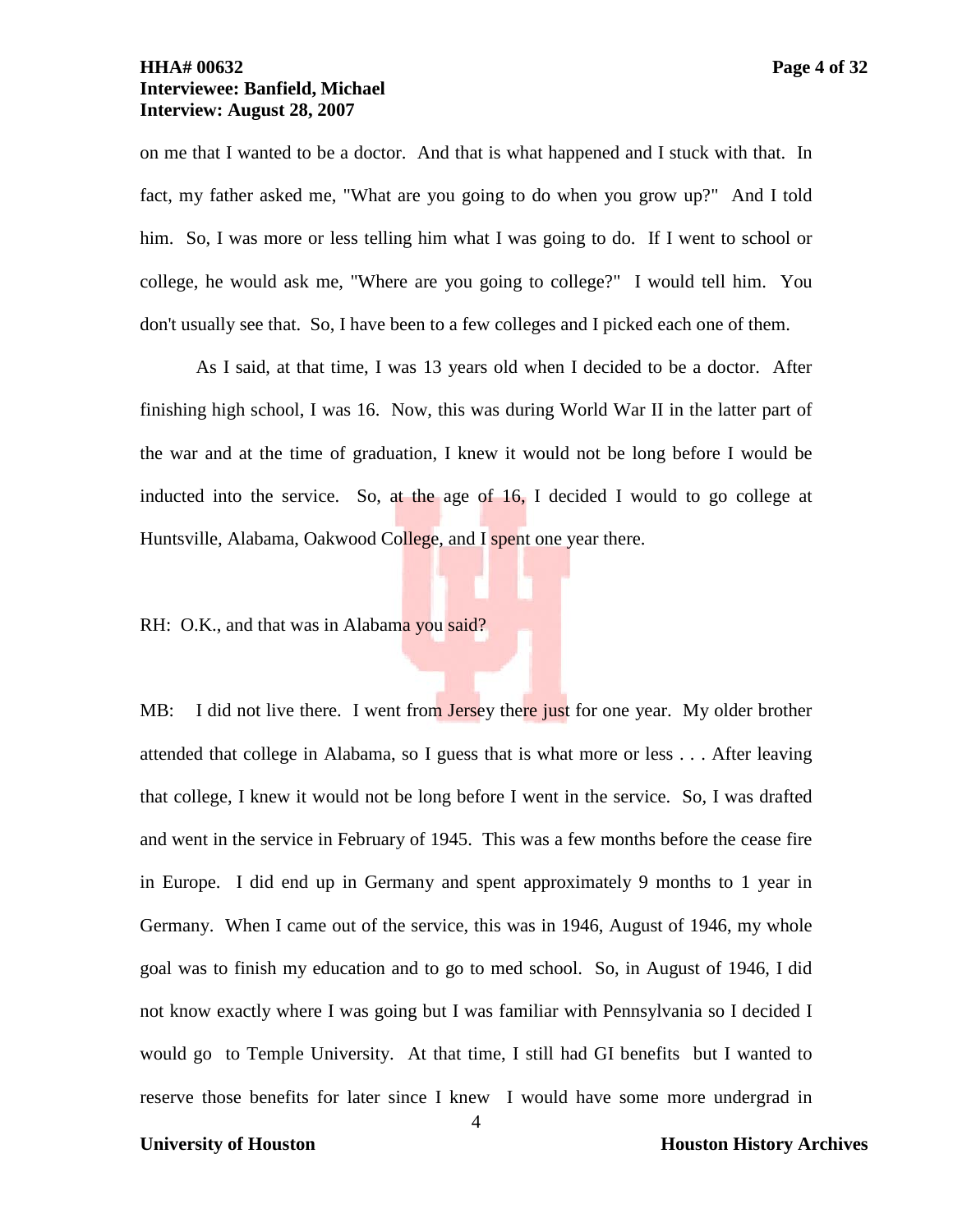on me that I wanted to be a doctor. And that is what happened and I stuck with that. In fact, my father asked me, "What are you going to do when you grow up?" And I told him. So, I was more or less telling him what I was going to do. If I went to school or college, he would ask me, "Where are you going to college?" I would tell him. You don't usually see that. So, I have been to a few colleges and I picked each one of them.

As I said, at that time, I was 13 years old when I decided to be a doctor. After finishing high school, I was 16. Now, this was during World War II in the latter part of the war and at the time of graduation, I knew it would not be long before I would be inducted into the service. So, at the age of 16, I decided I would to go college at Huntsville, Alabama, Oakwood College, and I spent one year there.

RH: O.K., and that was in Alabama you said?

MB: I did not live there. I went from Jersey there just for one year. My older brother attended that college in Alabama, so I guess that is what more or less . . . After leaving that college, I knew it would not be long before I went in the service. So, I was drafted and went in the service in February of 1945. This was a few months before the cease fire in Europe. I did end up in Germany and spent approximately 9 months to 1 year in Germany. When I came out of the service, this was in 1946, August of 1946, my whole goal was to finish my education and to go to med school. So, in August of 1946, I did not know exactly where I was going but I was familiar with Pennsylvania so I decided I would go to Temple University. At that time, I still had GI benefits but I wanted to reserve those benefits for later since I knew I would have some more undergrad in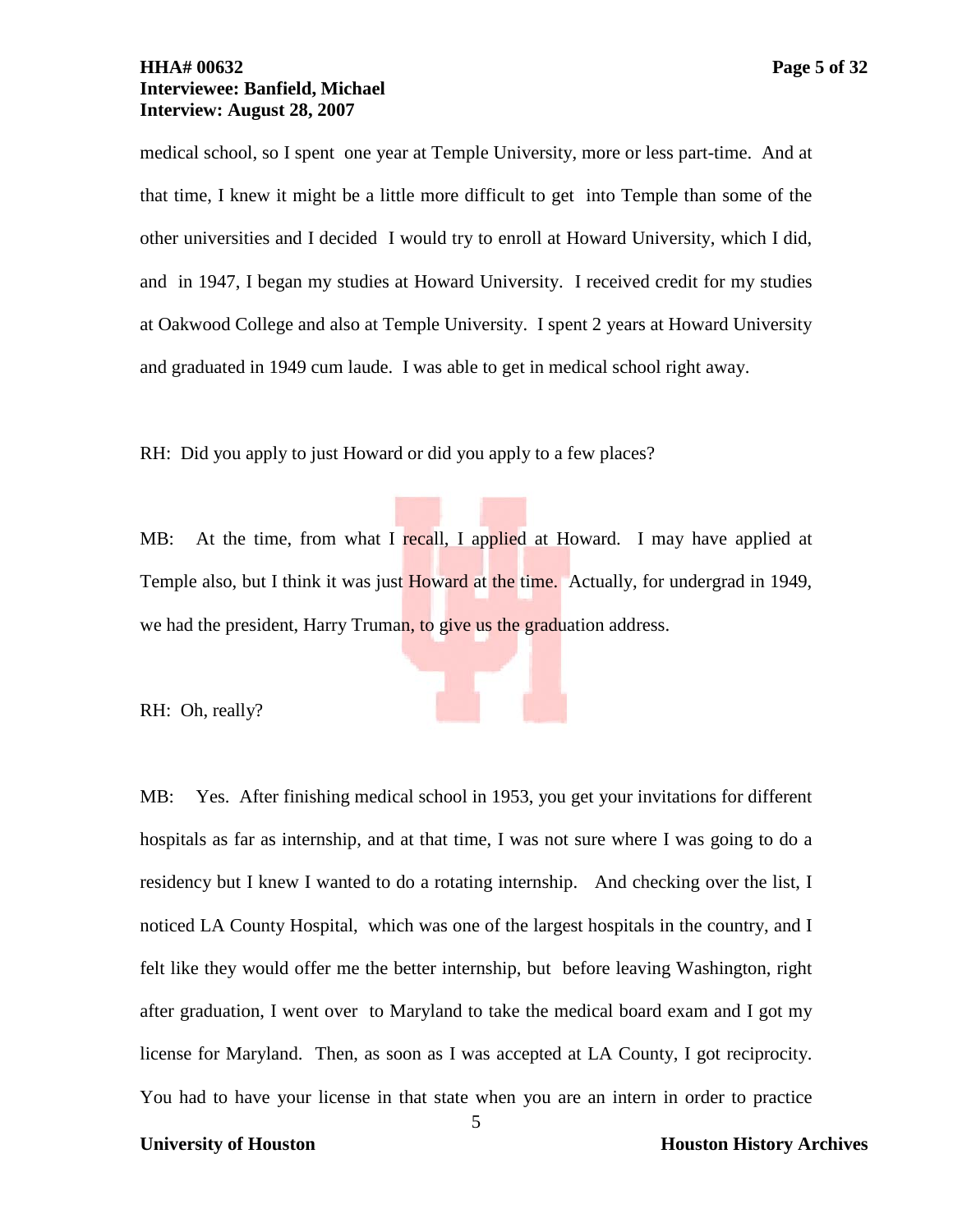medical school, so I spent one year at Temple University, more or less part-time. And at that time, I knew it might be a little more difficult to get into Temple than some of the other universities and I decided I would try to enroll at Howard University, which I did, and in 1947, I began my studies at Howard University. I received credit for my studies at Oakwood College and also at Temple University. I spent 2 years at Howard University and graduated in 1949 cum laude. I was able to get in medical school right away.

RH: Did you apply to just Howard or did you apply to a few places?

MB: At the time, from what I recall, I applied at Howard. I may have applied at Temple also, but I think it was just Howard at the time. Actually, for undergrad in 1949, we had the president, Harry Truman, to give us the graduation address.

RH: Oh, really?

MB: Yes. After finishing medical school in 1953, you get your invitations for different hospitals as far as internship, and at that time, I was not sure where I was going to do a residency but I knew I wanted to do a rotating internship. And checking over the list, I noticed LA County Hospital, which was one of the largest hospitals in the country, and I felt like they would offer me the better internship, but before leaving Washington, right after graduation, I went over to Maryland to take the medical board exam and I got my license for Maryland. Then, as soon as I was accepted at LA County, I got reciprocity. You had to have your license in that state when you are an intern in order to practice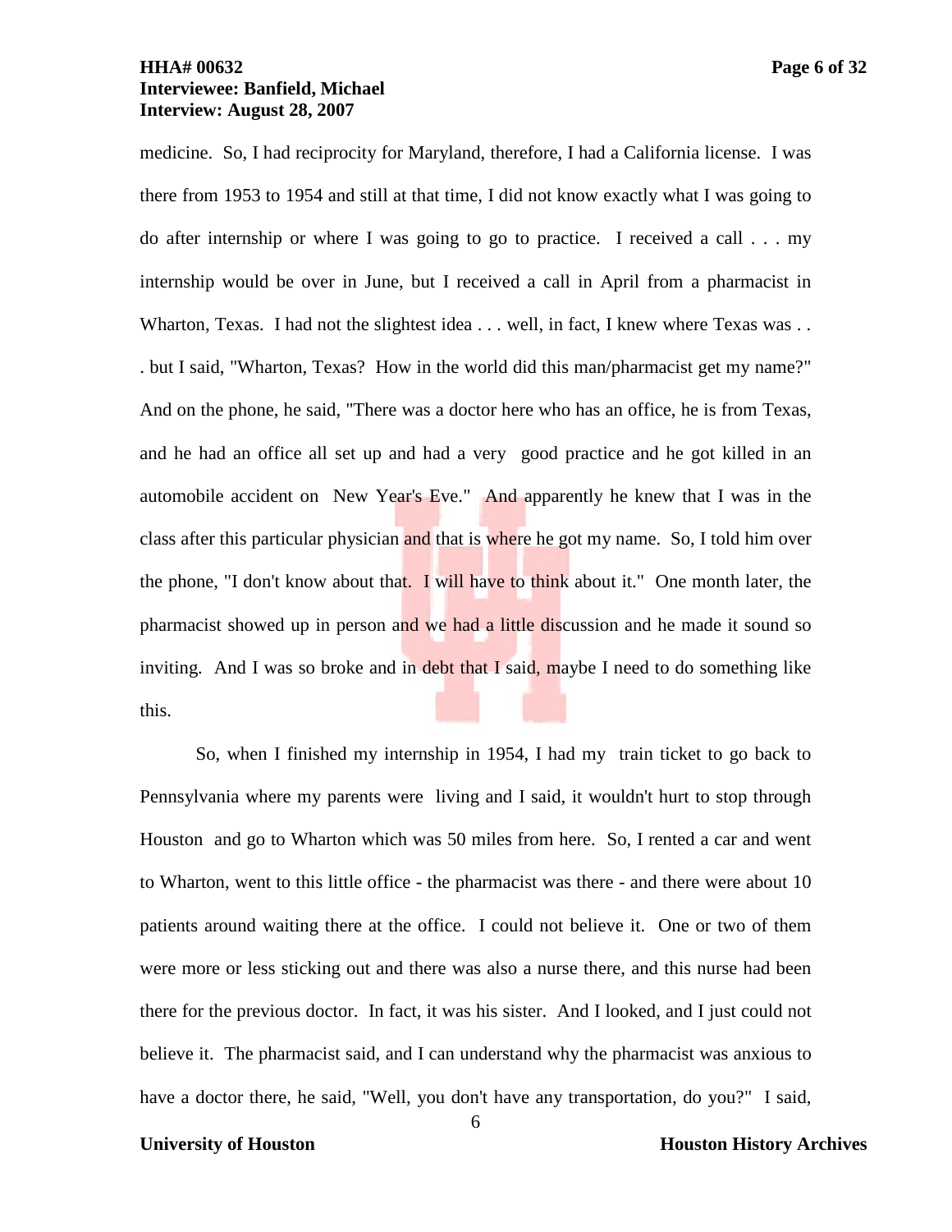medicine. So, I had reciprocity for Maryland, therefore, I had a California license. I was there from 1953 to 1954 and still at that time, I did not know exactly what I was going to do after internship or where I was going to go to practice. I received a call . . . my internship would be over in June, but I received a call in April from a pharmacist in Wharton, Texas. I had not the slightest idea . . . well, in fact, I knew where Texas was . . . but I said, "Wharton, Texas? How in the world did this man/pharmacist get my name?" And on the phone, he said, "There was a doctor here who has an office, he is from Texas, and he had an office all set up and had a very good practice and he got killed in an automobile accident on New Year's Eve." And apparently he knew that I was in the class after this particular physician and that is where he got my name. So, I told him over the phone, "I don't know about that. I will have to think about it." One month later, the pharmacist showed up in person and we had a little discussion and he made it sound so inviting. And I was so broke and in debt that I said, maybe I need to do something like this.

So, when I finished my internship in 1954, I had my train ticket to go back to Pennsylvania where my parents were living and I said, it wouldn't hurt to stop through Houston and go to Wharton which was 50 miles from here. So, I rented a car and went to Wharton, went to this little office - the pharmacist was there - and there were about 10 patients around waiting there at the office. I could not believe it. One or two of them were more or less sticking out and there was also a nurse there, and this nurse had been there for the previous doctor. In fact, it was his sister. And I looked, and I just could not believe it. The pharmacist said, and I can understand why the pharmacist was anxious to have a doctor there, he said, "Well, you don't have any transportation, do you?" I said,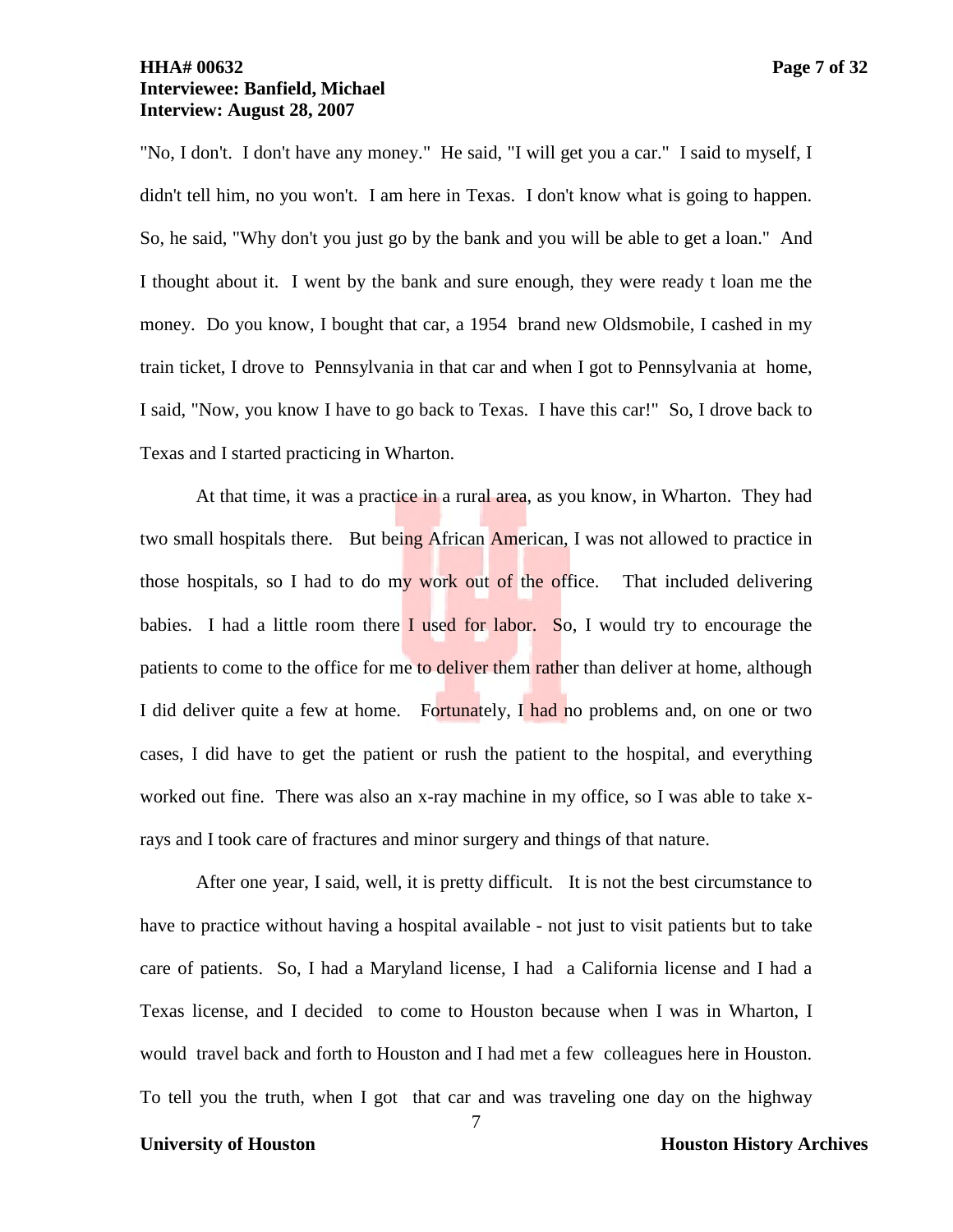"No, I don't. I don't have any money." He said, "I will get you a car." I said to myself, I didn't tell him, no you won't. I am here in Texas. I don't know what is going to happen. So, he said, "Why don't you just go by the bank and you will be able to get a loan." And I thought about it. I went by the bank and sure enough, they were ready t loan me the money. Do you know, I bought that car, a 1954 brand new Oldsmobile, I cashed in my train ticket, I drove to Pennsylvania in that car and when I got to Pennsylvania at home, I said, "Now, you know I have to go back to Texas. I have this car!" So, I drove back to Texas and I started practicing in Wharton.

At that time, it was a practice in a rural area, as you know, in Wharton. They had two small hospitals there. But being African American, I was not allowed to practice in those hospitals, so I had to do my work out of the office. That included delivering babies. I had a little room there I used for labor. So, I would try to encourage the patients to come to the office for me to deliver them rather than deliver at home, although I did deliver quite a few at home. Fortunately, I had no problems and, on one or two cases, I did have to get the patient or rush the patient to the hospital, and everything worked out fine. There was also an x-ray machine in my office, so I was able to take x-rays and I took care of fractures and minor surgery and things of that nature.

After one year, I said, well, it is pretty difficult. It is not the best circumstance to have to practice without having a hospital available - not just to visit patients but to take care of patients. So, I had a Maryland license, I had a California license and I had a Texas license, and I decided to come to Houston because when I was in Wharton, I would travel back and forth to Houston and I had met a few colleagues here in Houston. To tell you the truth, when I got that car and was traveling one day on the highway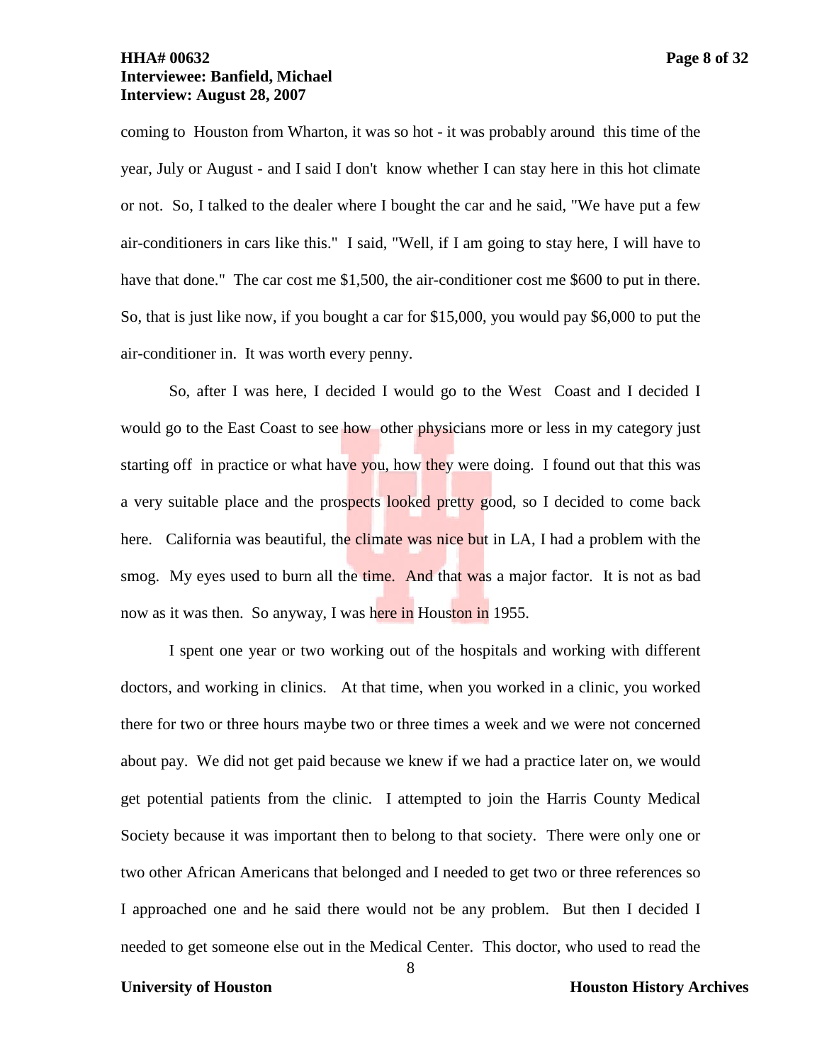coming to Houston from Wharton, it was so hot - it was probably around this time of the year, July or August - and I said I don't know whether I can stay here in this hot climate or not. So, I talked to the dealer where I bought the car and he said, "We have put a few air-conditioners in cars like this." I said, "Well, if I am going to stay here, I will have to have that done." The car cost me $1,500, the air-conditioner cost me $600 to put in there. So, that is just like now, if you bought a car for $15,000, you would pay $6,000 to put the air-conditioner in. It was worth every penny.

So, after I was here, I decided I would go to the West Coast and I decided I would go to the East Coast to see how other physicians more or less in my category just starting off in practice or what have you, how they were doing. I found out that this was a very suitable place and the prospects looked pretty good, so I decided to come back here. California was beautiful, the climate was nice but in LA, I had a problem with the smog. My eyes used to burn all the time. And that was a major factor. It is not as bad now as it was then. So anyway, I was here in Houston in 1955.

I spent one year or two working out of the hospitals and working with different doctors, and working in clinics. At that time, when you worked in a clinic, you worked there for two or three hours maybe two or three times a week and we were not concerned about pay. We did not get paid because we knew if we had a practice later on, we would get potential patients from the clinic. I attempted to join the Harris County Medical Society because it was important then to belong to that society. There were only one or two other African Americans that belonged and I needed to get two or three references so I approached one and he said there would not be any problem. But then I decided I needed to get someone else out in the Medical Center. This doctor, who used to read the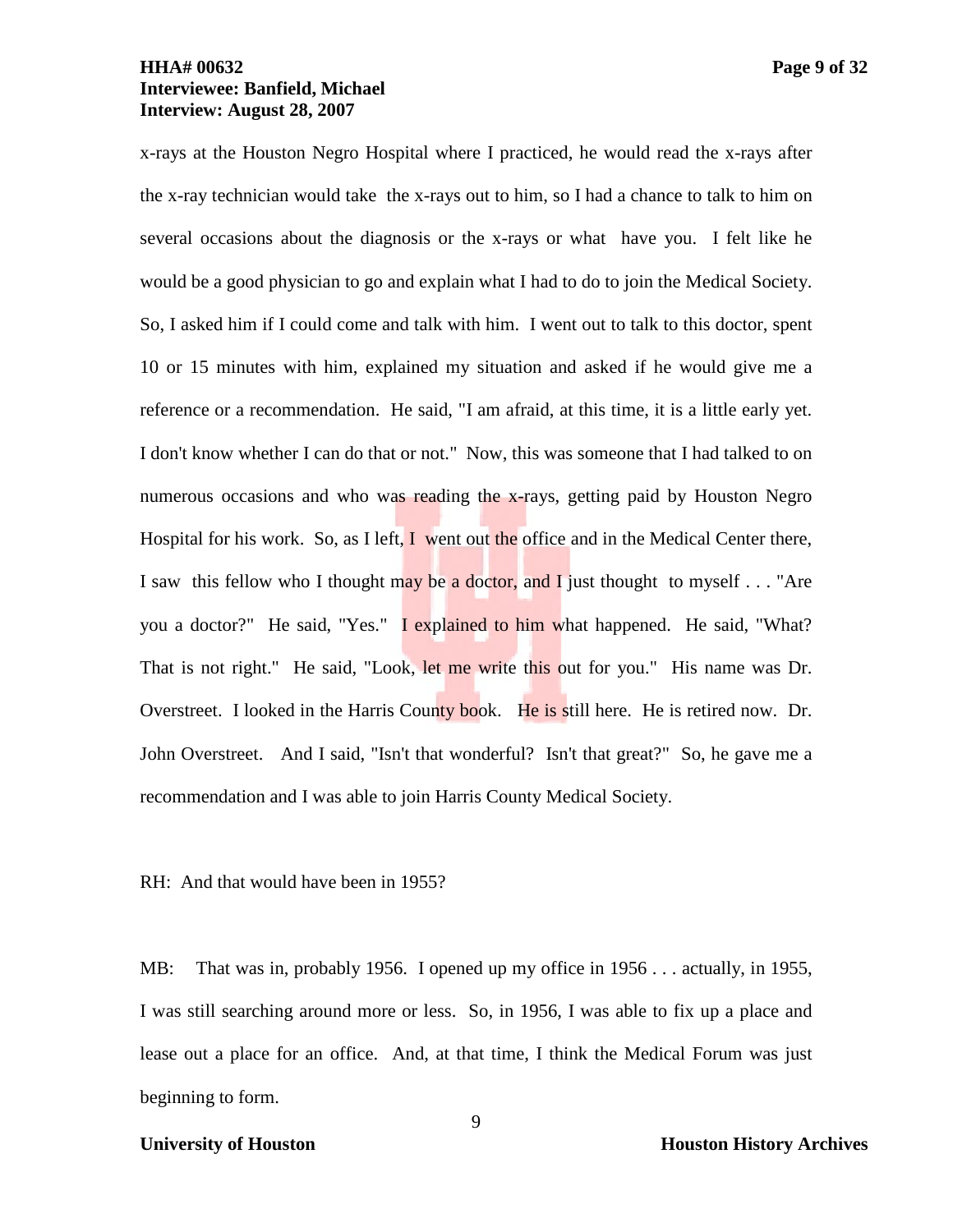x-rays at the Houston Negro Hospital where I practiced, he would read the x-rays after the x-ray technician would take the x-rays out to him, so I had a chance to talk to him on several occasions about the diagnosis or the x-rays or what have you. I felt like he would be a good physician to go and explain what I had to do to join the Medical Society. So, I asked him if I could come and talk with him. I went out to talk to this doctor, spent 10 or 15 minutes with him, explained my situation and asked if he would give me a reference or a recommendation. He said, "I am afraid, at this time, it is a little early yet. I don't know whether I can do that or not." Now, this was someone that I had talked to on numerous occasions and who was reading the x-rays, getting paid by Houston Negro Hospital for his work. So, as I left, I went out the office and in the Medical Center there, I saw this fellow who I thought may be a doctor, and I just thought to myself . . . "Are you a doctor?" He said, "Yes." I explained to him what happened. He said, "What? That is not right." He said, "Look, let me write this out for you." His name was Dr. Overstreet. I looked in the Harris County book. He is still here. He is retired now. Dr. John Overstreet. And I said, "Isn't that wonderful? Isn't that great?" So, he gave me a recommendation and I was able to join Harris County Medical Society.

RH: And that would have been in 1955?

MB: That was in, probably 1956. I opened up my office in 1956 . . . actually, in 1955, I was still searching around more or less. So, in 1956, I was able to fix up a place and lease out a place for an office. And, at that time, I think the Medical Forum was just beginning to form.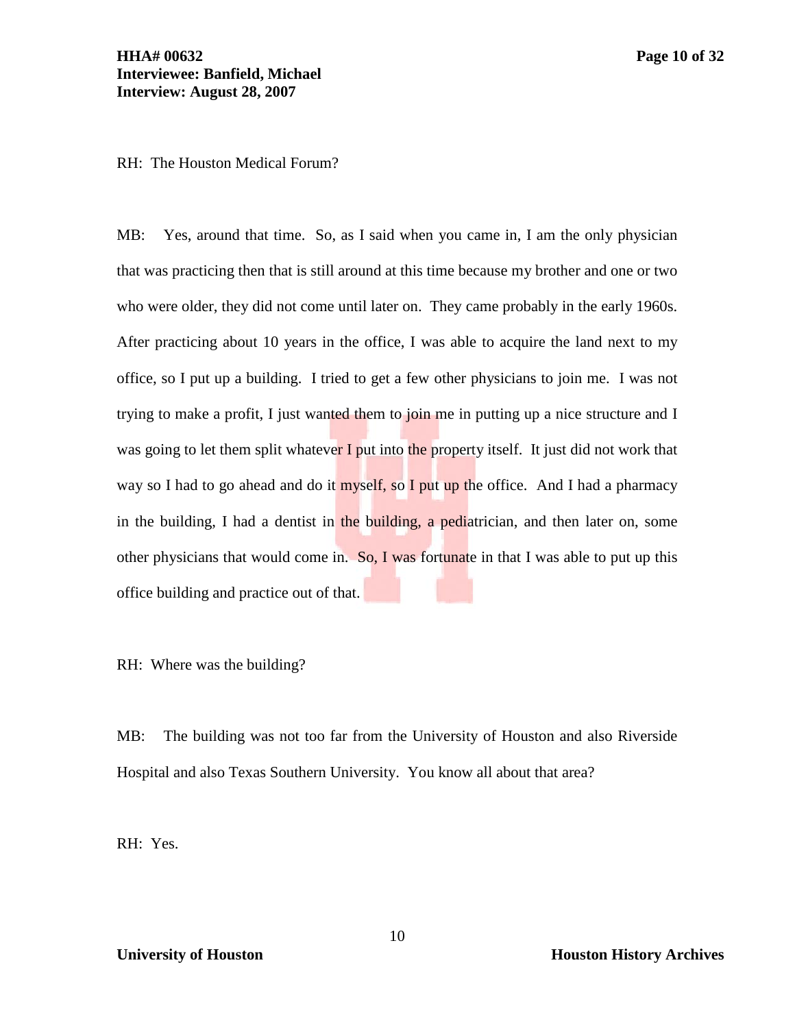RH: The Houston Medical Forum?

MB: Yes, around that time. So, as I said when you came in, I am the only physician that was practicing then that is still around at this time because my brother and one or two who were older, they did not come until later on. They came probably in the early 1960s. After practicing about 10 years in the office, I was able to acquire the land next to my office, so I put up a building. I tried to get a few other physicians to join me. I was not trying to make a profit, I just wanted them to join me in putting up a nice structure and I was going to let them split whatever I put into the property itself. It just did not work that way so I had to go ahead and do it myself, so I put up the office. And I had a pharmacy in the building, I had a dentist in the building, a pediatrician, and then later on, some other physicians that would come in. So, I was fortunate in that I was able to put up this office building and practice out of that.

RH: Where was the building?

MB: The building was not too far from the University of Houston and also Riverside Hospital and also Texas Southern University. You know all about that area?

RH: Yes.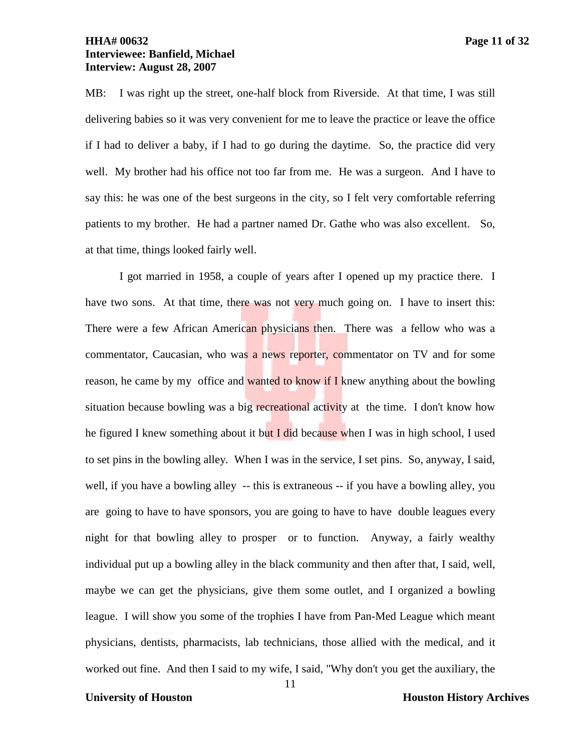MB: I was right up the street, one-half block from Riverside. At that time, I was still delivering babies so it was very convenient for me to leave the practice or leave the office if I had to deliver a baby, if I had to go during the daytime. So, the practice did very well. My brother had his office not too far from me. He was a surgeon. And I have to say this: he was one of the best surgeons in the city, so I felt very comfortable referring patients to my brother. He had a partner named Dr. Gathe who was also excellent. So, at that time, things looked fairly well.

I got married in 1958, a couple of years after I opened up my practice there. I have two sons. At that time, there was not very much going on. I have to insert this: There were a few African American physicians then. There was a fellow who was a commentator, Caucasian, who was a news reporter, commentator on TV and for some reason, he came by my office and wanted to know if I knew anything about the bowling situation because bowling was a big recreational activity at the time. I don't know how he figured I knew something about it but I did because when I was in high school, I used to set pins in the bowling alley. When I was in the service, I set pins. So, anyway, I said, well, if you have a bowling alley -- this is extraneous -- if you have a bowling alley, you are going to have to have sponsors, you are going to have to have double leagues every night for that bowling alley to prosper or to function. Anyway, a fairly wealthy individual put up a bowling alley in the black community and then after that, I said, well, maybe we can get the physicians, give them some outlet, and I organized a bowling league. I will show you some of the trophies I have from Pan-Med League which meant physicians, dentists, pharmacists, lab technicians, those allied with the medical, and it worked out fine. And then I said to my wife, I said, "Why don't you get the auxiliary, the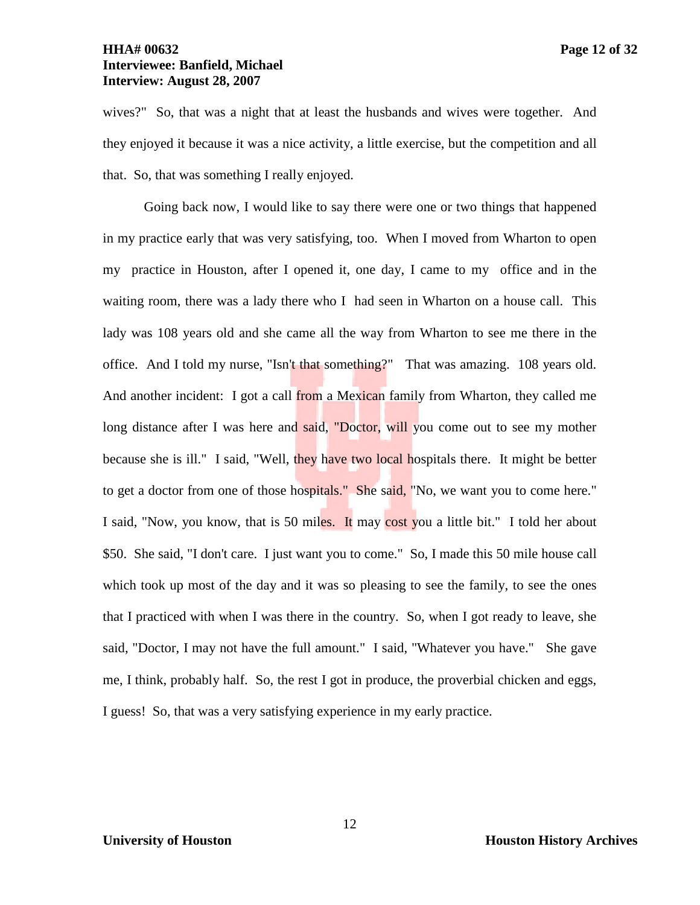wives?" So, that was a night that at least the husbands and wives were together. And they enjoyed it because it was a nice activity, a little exercise, but the competition and all that. So, that was something I really enjoyed.

Going back now, I would like to say there were one or two things that happened in my practice early that was very satisfying, too. When I moved from Wharton to open my practice in Houston, after I opened it, one day, I came to my office and in the waiting room, there was a lady there who I had seen in Wharton on a house call. This lady was 108 years old and she came all the way from Wharton to see me there in the office. And I told my nurse, "Isn't that something?" That was amazing. 108 years old. And another incident: I got a call from a Mexican family from Wharton, they called me long distance after I was here and said, "Doctor, will you come out to see my mother because she is ill." I said, "Well, they have two local hospitals there. It might be better to get a doctor from one of those hospitals." She said, "No, we want you to come here." I said, "Now, you know, that is 50 miles. It may cost you a little bit." I told her about $50. She said, "I don't care. I just want you to come." So, I made this 50 mile house call which took up most of the day and it was so pleasing to see the family, to see the ones that I practiced with when I was there in the country. So, when I got ready to leave, she said, "Doctor, I may not have the full amount." I said, "Whatever you have." She gave me, I think, probably half. So, the rest I got in produce, the proverbial chicken and eggs, I guess! So, that was a very satisfying experience in my early practice.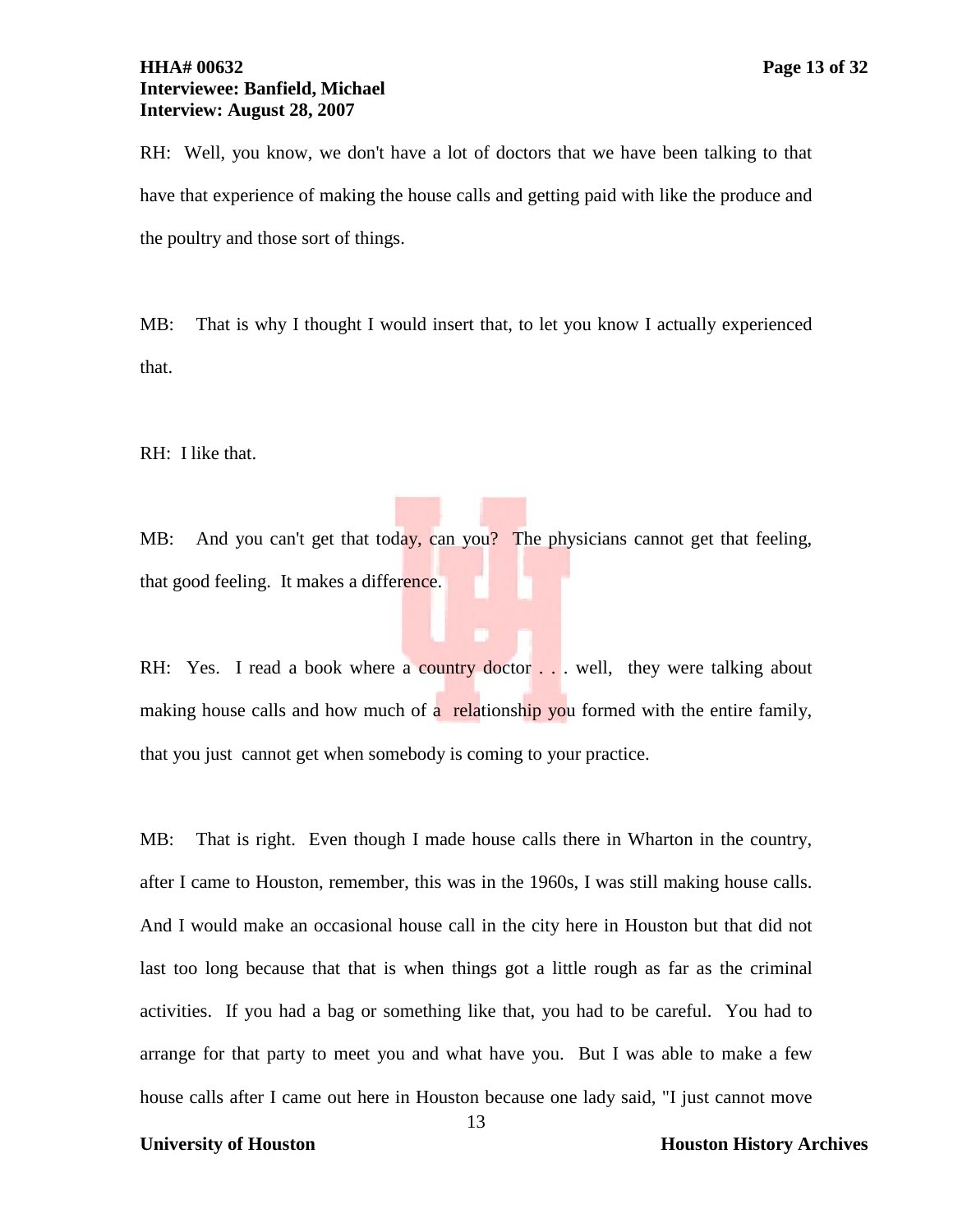RH: Well, you know, we don't have a lot of doctors that we have been talking to that have that experience of making the house calls and getting paid with like the produce and the poultry and those sort of things.

MB: That is why I thought I would insert that, to let you know I actually experienced that.

RH: I like that.

MB: And you can't get that today, can you? The physicians cannot get that feeling, that good feeling. It makes a difference.

RH: Yes. I read a book where a country doctor . . . well, they were talking about making house calls and how much of a relationship you formed with the entire family, that you just cannot get when somebody is coming to your practice.

MB: That is right. Even though I made house calls there in Wharton in the country, after I came to Houston, remember, this was in the 1960s, I was still making house calls. And I would make an occasional house call in the city here in Houston but that did not last too long because that that is when things got a little rough as far as the criminal activities. If you had a bag or something like that, you had to be careful. You had to arrange for that party to meet you and what have you. But I was able to make a few house calls after I came out here in Houston because one lady said, "I just cannot move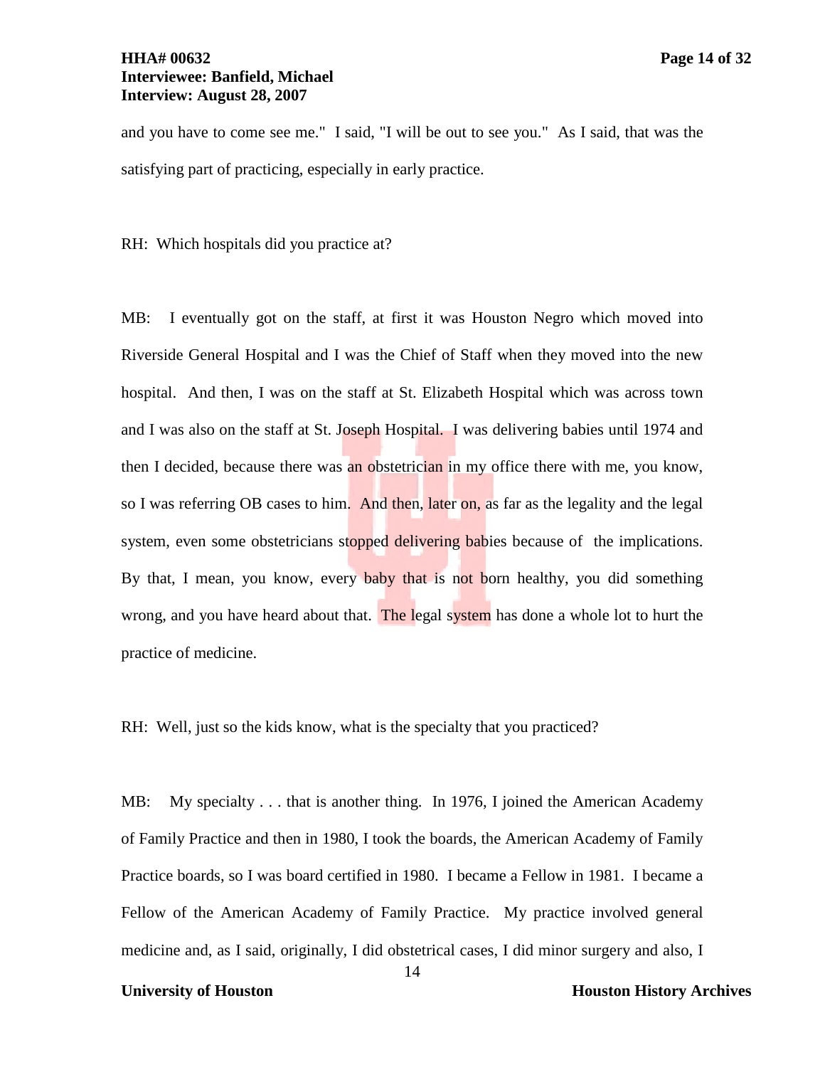and you have to come see me." I said, "I will be out to see you." As I said, that was the satisfying part of practicing, especially in early practice.

RH: Which hospitals did you practice at?

MB: I eventually got on the staff, at first it was Houston Negro which moved into Riverside General Hospital and I was the Chief of Staff when they moved into the new hospital. And then, I was on the staff at St. Elizabeth Hospital which was across town and I was also on the staff at St. Joseph Hospital. I was delivering babies until 1974 and then I decided, because there was an obstetrician in my office there with me, you know, so I was referring OB cases to him. And then, later on, as far as the legality and the legal system, even some obstetricians stopped delivering babies because of the implications. By that, I mean, you know, every baby that is not born healthy, you did something wrong, and you have heard about that. The legal system has done a whole lot to hurt the practice of medicine.

RH: Well, just so the kids know, what is the specialty that you practiced?

MB: My specialty . . . that is another thing. In 1976, I joined the American Academy of Family Practice and then in 1980, I took the boards, the American Academy of Family Practice boards, so I was board certified in 1980. I became a Fellow in 1981. I became a Fellow of the American Academy of Family Practice. My practice involved general medicine and, as I said, originally, I did obstetrical cases, I did minor surgery and also, I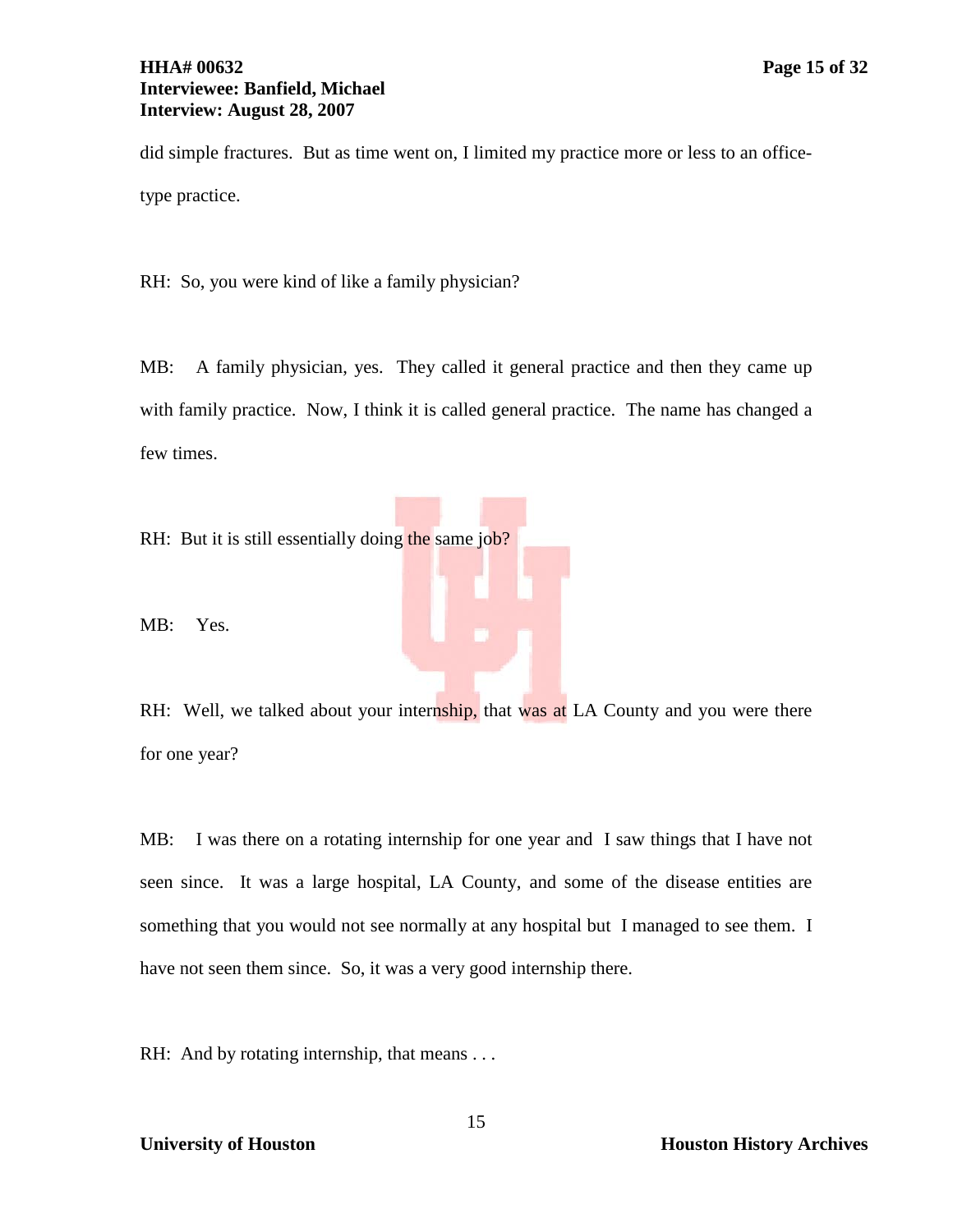did simple fractures. But as time went on, I limited my practice more or less to an office-type practice.

RH: So, you were kind of like a family physician?

MB: A family physician, yes. They called it general practice and then they came up with family practice. Now, I think it is called general practice. The name has changed a few times.

RH: But it is still essentially doing the same job?

MB: Yes.

RH: Well, we talked about your internship, that was at LA County and you were there for one year?

MB: I was there on a rotating internship for one year and I saw things that I have not seen since. It was a large hospital, LA County, and some of the disease entities are something that you would not see normally at any hospital but I managed to see them. I have not seen them since. So, it was a very good internship there.

RH: And by rotating internship, that means . . .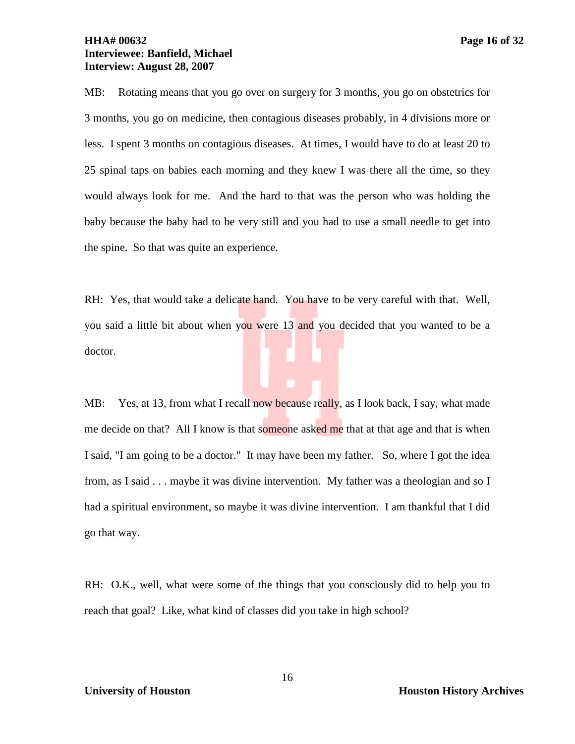MB: Rotating means that you go over on surgery for 3 months, you go on obstetrics for 3 months, you go on medicine, then contagious diseases probably, in 4 divisions more or less. I spent 3 months on contagious diseases. At times, I would have to do at least 20 to 25 spinal taps on babies each morning and they knew I was there all the time, so they would always look for me. And the hard to that was the person who was holding the baby because the baby had to be very still and you had to use a small needle to get into the spine. So that was quite an experience.

RH: Yes, that would take a delicate hand. You have to be very careful with that. Well, you said a little bit about when you were 13 and you decided that you wanted to be a doctor.

MB: Yes, at 13, from what I recall now because really, as I look back, I say, what made me decide on that? All I know is that someone asked me that at that age and that is when I said, "I am going to be a doctor." It may have been my father. So, where I got the idea from, as I said . . . maybe it was divine intervention. My father was a theologian and so I had a spiritual environment, so maybe it was divine intervention. I am thankful that I did go that way.

RH: O.K., well, what were some of the things that you consciously did to help you to reach that goal? Like, what kind of classes did you take in high school?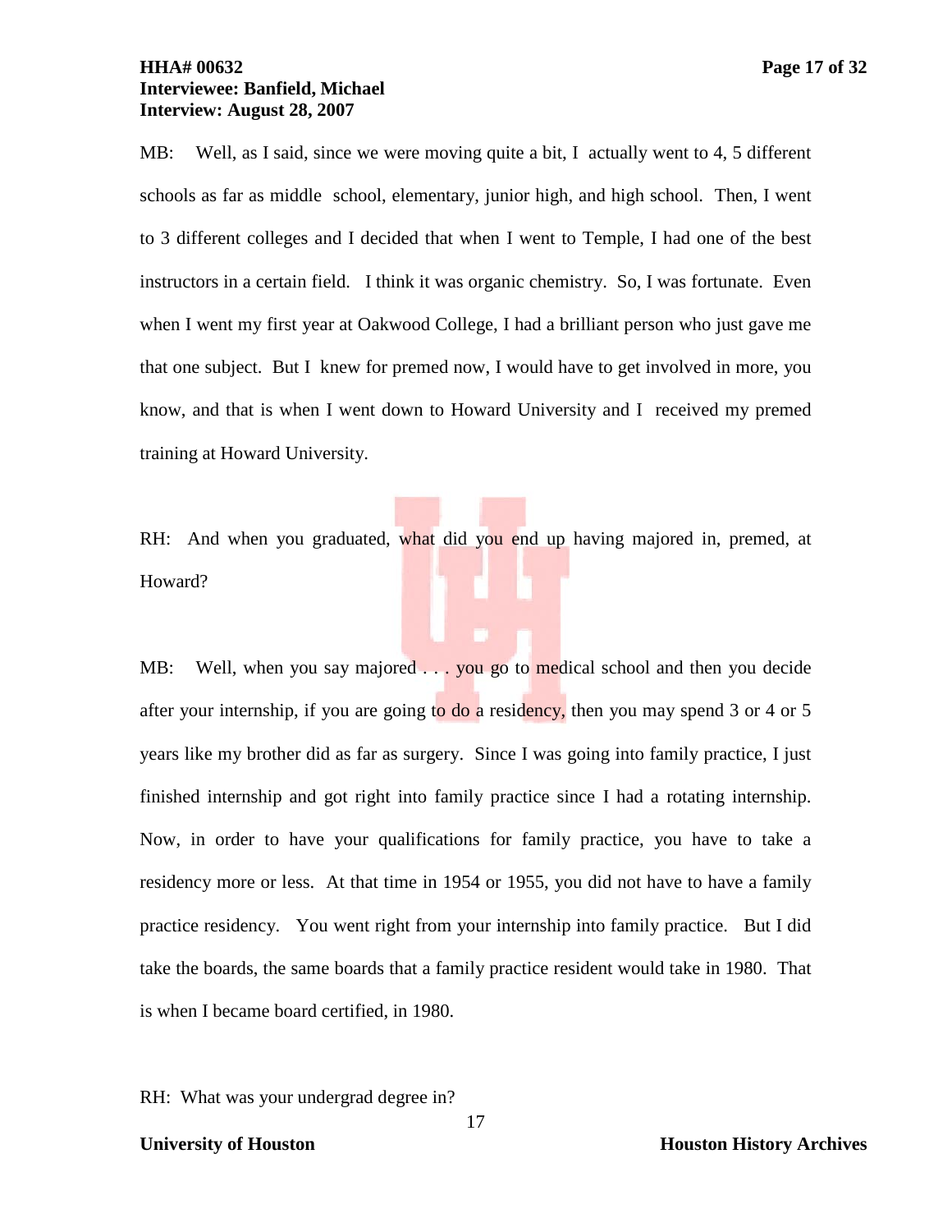MB: Well, as I said, since we were moving quite a bit, I actually went to 4, 5 different schools as far as middle school, elementary, junior high, and high school. Then, I went to 3 different colleges and I decided that when I went to Temple, I had one of the best instructors in a certain field. I think it was organic chemistry. So, I was fortunate. Even when I went my first year at Oakwood College, I had a brilliant person who just gave me that one subject. But I knew for premed now, I would have to get involved in more, you know, and that is when I went down to Howard University and I received my premed training at Howard University.

RH: And when you graduated, what did you end up having majored in, premed, at Howard?

MB: Well, when you say majored . . . you go to medical school and then you decide after your internship, if you are going to do a residency, then you may spend 3 or 4 or 5 years like my brother did as far as surgery. Since I was going into family practice, I just finished internship and got right into family practice since I had a rotating internship. Now, in order to have your qualifications for family practice, you have to take a residency more or less. At that time in 1954 or 1955, you did not have to have a family practice residency. You went right from your internship into family practice. But I did take the boards, the same boards that a family practice resident would take in 1980. That is when I became board certified, in 1980.

RH: What was your undergrad degree in?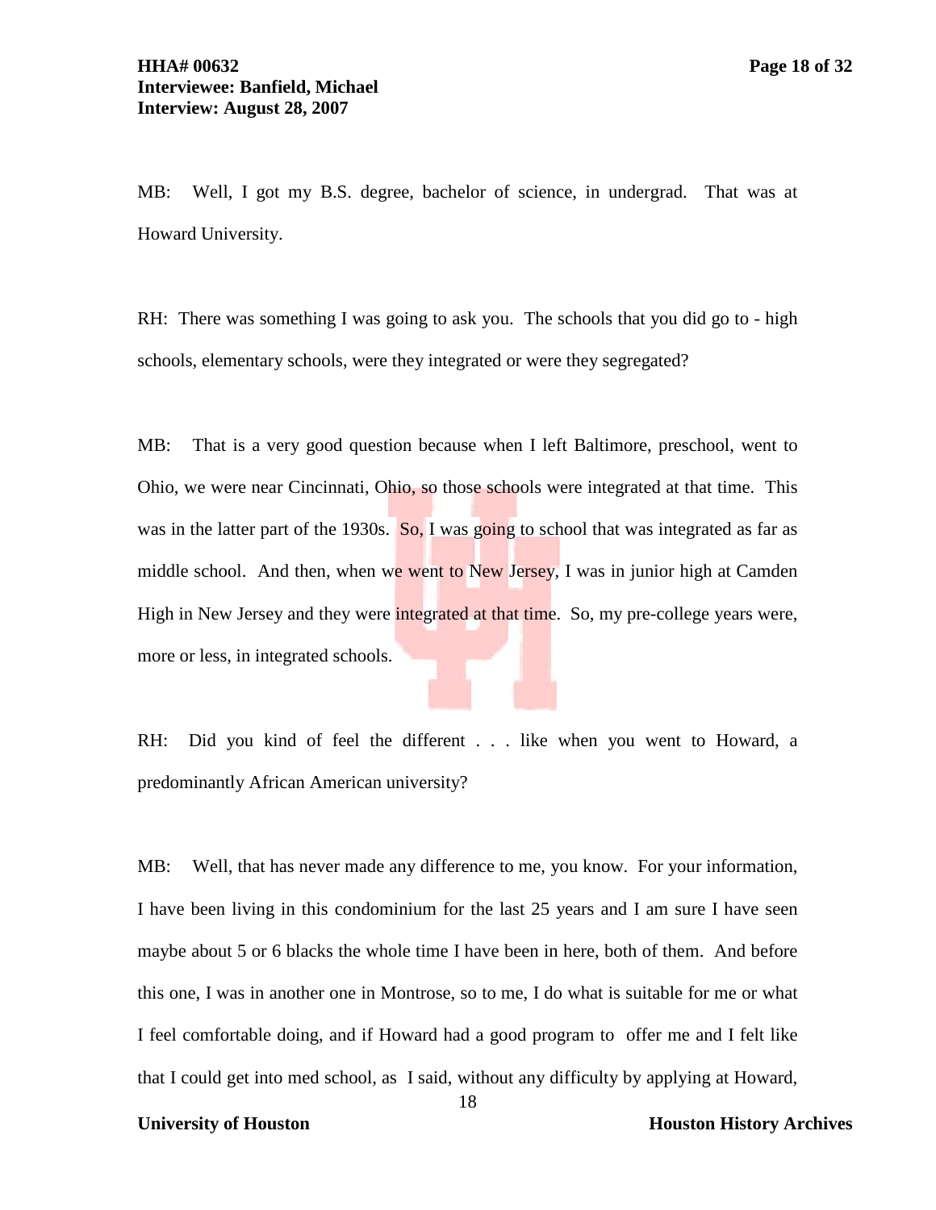MB: Well, I got my B.S. degree, bachelor of science, in undergrad. That was at Howard University.

RH: There was something I was going to ask you. The schools that you did go to - high schools, elementary schools, were they integrated or were they segregated?

MB: That is a very good question because when I left Baltimore, preschool, went to Ohio, we were near Cincinnati, Ohio, so those schools were integrated at that time. This was in the latter part of the 1930s. So, I was going to school that was integrated as far as middle school. And then, when we went to New Jersey, I was in junior high at Camden High in New Jersey and they were integrated at that time. So, my pre-college years were, more or less, in integrated schools.

RH: Did you kind of feel the different . . . like when you went to Howard, a predominantly African American university?

MB: Well, that has never made any difference to me, you know. For your information, I have been living in this condominium for the last 25 years and I am sure I have seen maybe about 5 or 6 blacks the whole time I have been in here, both of them. And before this one, I was in another one in Montrose, so to me, I do what is suitable for me or what I feel comfortable doing, and if Howard had a good program to offer me and I felt like that I could get into med school, as I said, without any difficulty by applying at Howard,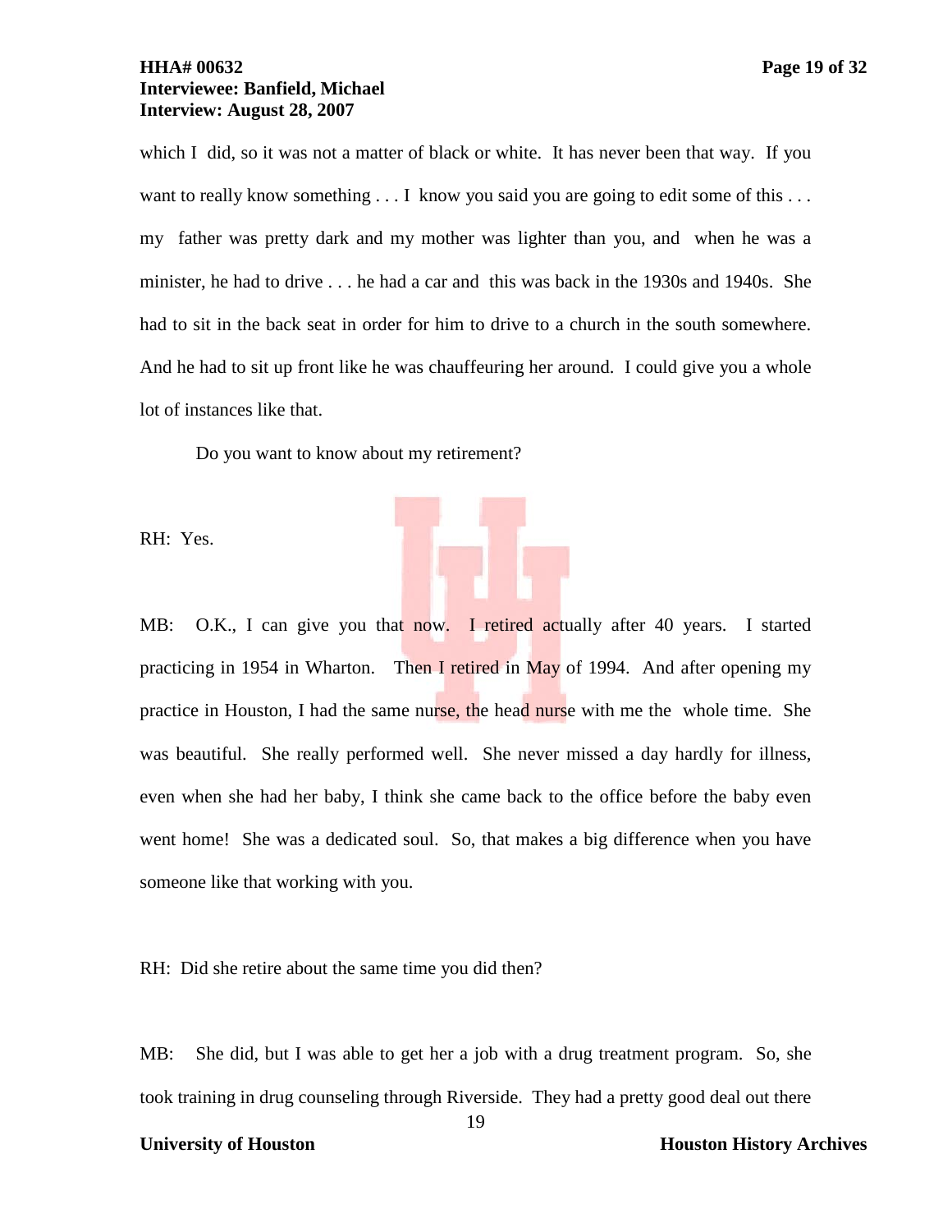which I did, so it was not a matter of black or white. It has never been that way. If you want to really know something . . . I know you said you are going to edit some of this . . . my father was pretty dark and my mother was lighter than you, and when he was a minister, he had to drive . . . he had a car and this was back in the 1930s and 1940s. She had to sit in the back seat in order for him to drive to a church in the south somewhere. And he had to sit up front like he was chauffeuring her around. I could give you a whole lot of instances like that.

Do you want to know about my retirement?

RH: Yes.

MB: O.K., I can give you that now. I retired actually after 40 years. I started practicing in 1954 in Wharton. Then I retired in May of 1994. And after opening my practice in Houston, I had the same nurse, the head nurse with me the whole time. She was beautiful. She really performed well. She never missed a day hardly for illness, even when she had her baby, I think she came back to the office before the baby even went home! She was a dedicated soul. So, that makes a big difference when you have someone like that working with you.

RH: Did she retire about the same time you did then?

MB: She did, but I was able to get her a job with a drug treatment program. So, she took training in drug counseling through Riverside. They had a pretty good deal out there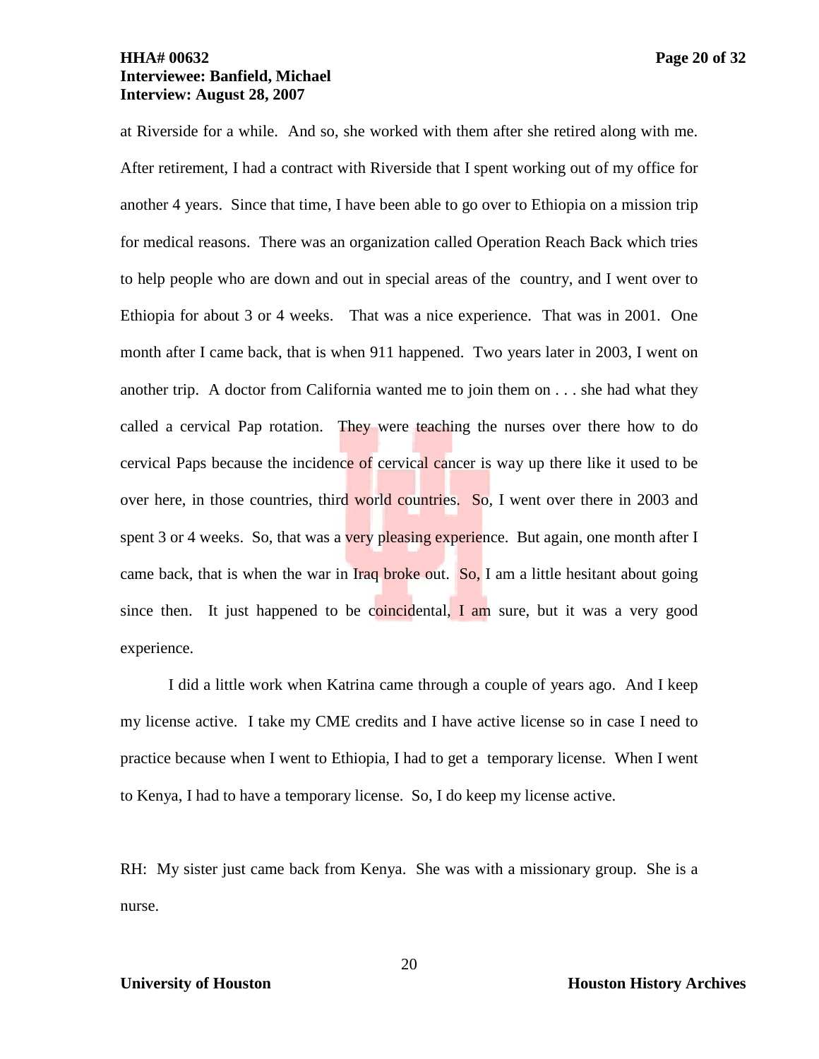at Riverside for a while. And so, she worked with them after she retired along with me. After retirement, I had a contract with Riverside that I spent working out of my office for another 4 years. Since that time, I have been able to go over to Ethiopia on a mission trip for medical reasons. There was an organization called Operation Reach Back which tries to help people who are down and out in special areas of the country, and I went over to Ethiopia for about 3 or 4 weeks. That was a nice experience. That was in 2001. One month after I came back, that is when 911 happened. Two years later in 2003, I went on another trip. A doctor from California wanted me to join them on . . . she had what they called a cervical Pap rotation. They were teaching the nurses over there how to do cervical Paps because the incidence of cervical cancer is way up there like it used to be over here, in those countries, third world countries. So, I went over there in 2003 and spent 3 or 4 weeks. So, that was a very pleasing experience. But again, one month after I came back, that is when the war in Iraq broke out. So, I am a little hesitant about going since then. It just happened to be coincidental, I am sure, but it was a very good experience.

I did a little work when Katrina came through a couple of years ago. And I keep my license active. I take my CME credits and I have active license so in case I need to practice because when I went to Ethiopia, I had to get a temporary license. When I went to Kenya, I had to have a temporary license. So, I do keep my license active.

RH: My sister just came back from Kenya. She was with a missionary group. She is a nurse.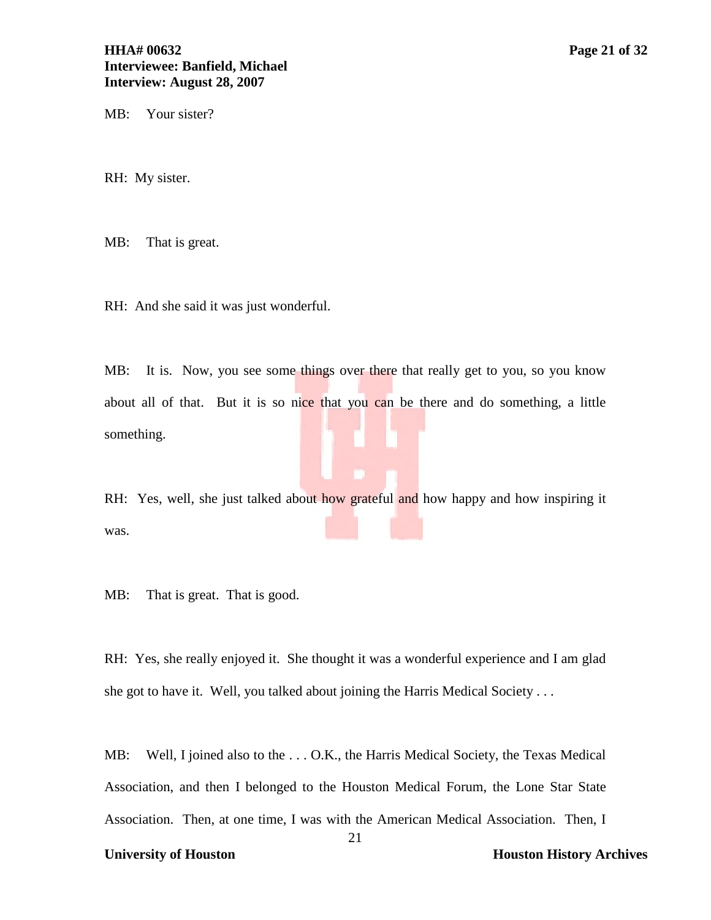MB: Your sister?

RH: My sister.

MB: That is great.

RH: And she said it was just wonderful.

MB: It is. Now, you see some things over there that really get to you, so you know about all of that. But it is so nice that you can be there and do something, a little something.

RH: Yes, well, she just talked about how grateful and how happy and how inspiring it was.

MB: That is great. That is good.

RH: Yes, she really enjoyed it. She thought it was a wonderful experience and I am glad she got to have it. Well, you talked about joining the Harris Medical Society . . .

MB: Well, I joined also to the . . . O.K., the Harris Medical Society, the Texas Medical Association, and then I belonged to the Houston Medical Forum, the Lone Star State Association. Then, at one time, I was with the American Medical Association. Then, I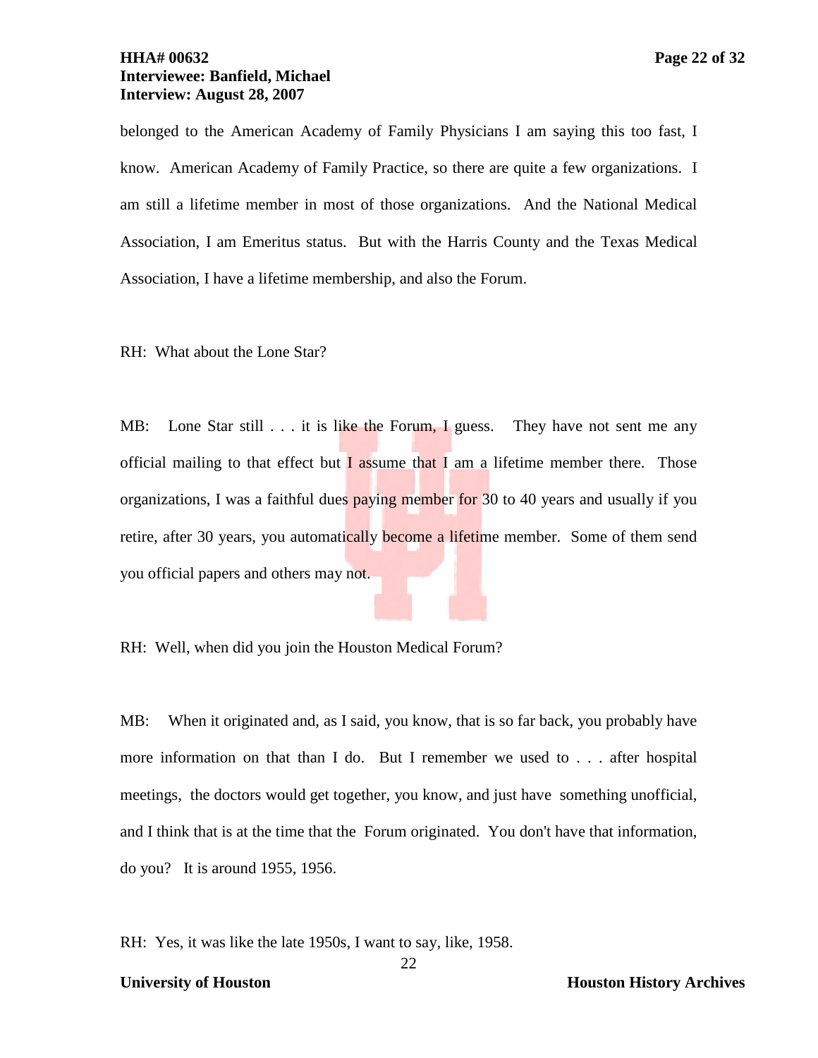belonged to the American Academy of Family Physicians I am saying this too fast, I know. American Academy of Family Practice, so there are quite a few organizations. I am still a lifetime member in most of those organizations. And the National Medical Association, I am Emeritus status. But with the Harris County and the Texas Medical Association, I have a lifetime membership, and also the Forum.

RH: What about the Lone Star?

MB: Lone Star still . . . it is like the Forum, I guess. They have not sent me any official mailing to that effect but I assume that I am a lifetime member there. Those organizations, I was a faithful dues paying member for 30 to 40 years and usually if you retire, after 30 years, you automatically become a lifetime member. Some of them send you official papers and others may not.

RH: Well, when did you join the Houston Medical Forum?

MB: When it originated and, as I said, you know, that is so far back, you probably have more information on that than I do. But I remember we used to . . . after hospital meetings, the doctors would get together, you know, and just have something unofficial, and I think that is at the time that the Forum originated. You don't have that information, do you? It is around 1955, 1956.

RH: Yes, it was like the late 1950s, I want to say, like, 1958.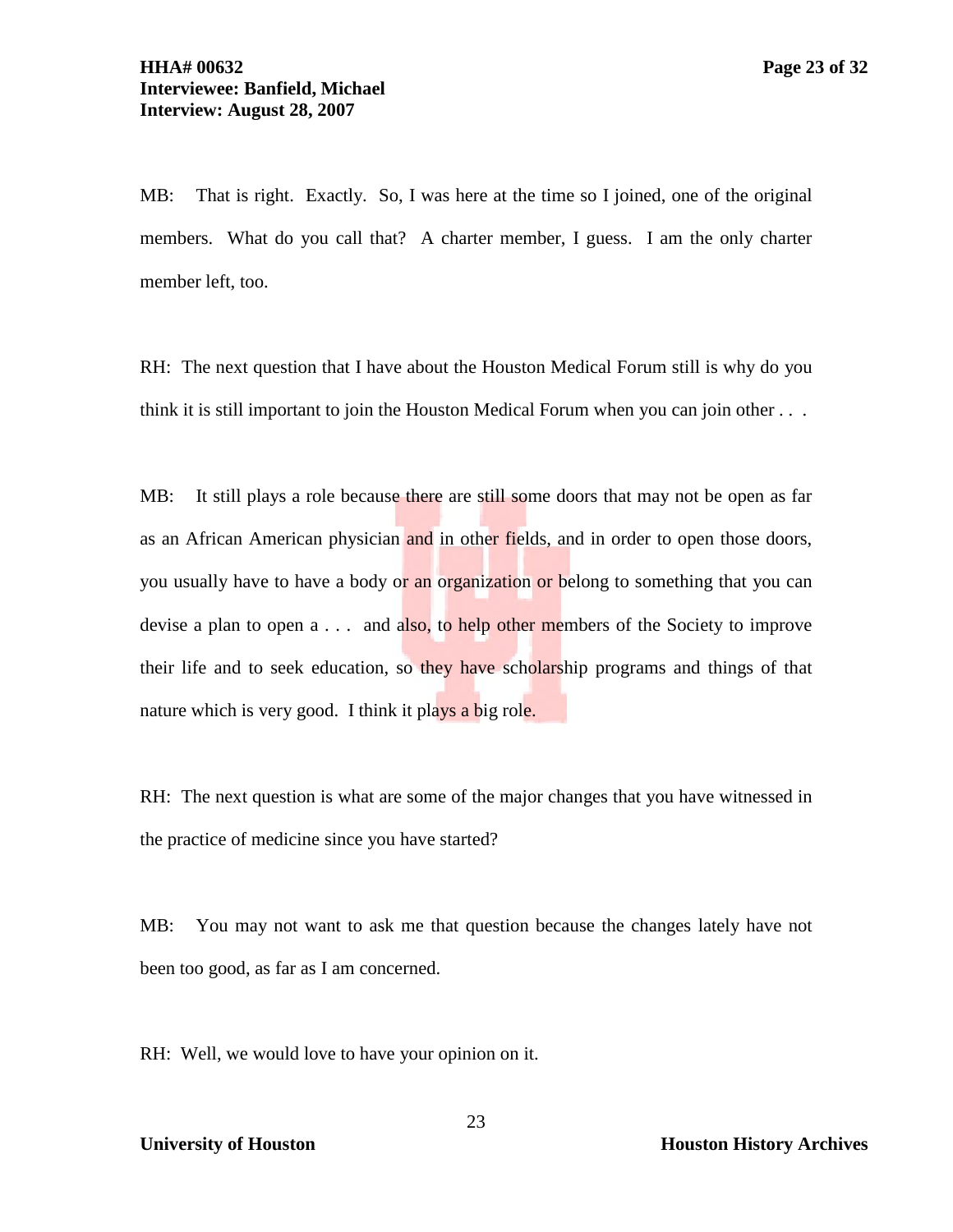MB: That is right. Exactly. So, I was here at the time so I joined, one of the original members. What do you call that? A charter member, I guess. I am the only charter member left, too.

RH: The next question that I have about the Houston Medical Forum still is why do you think it is still important to join the Houston Medical Forum when you can join other . . .

MB: It still plays a role because there are still some doors that may not be open as far as an African American physician and in other fields, and in order to open those doors, you usually have to have a body or an organization or belong to something that you can devise a plan to open a . . . and also, to help other members of the Society to improve their life and to seek education, so they have scholarship programs and things of that nature which is very good. I think it plays a big role.

RH: The next question is what are some of the major changes that you have witnessed in the practice of medicine since you have started?

MB: You may not want to ask me that question because the changes lately have not been too good, as far as I am concerned.

RH: Well, we would love to have your opinion on it.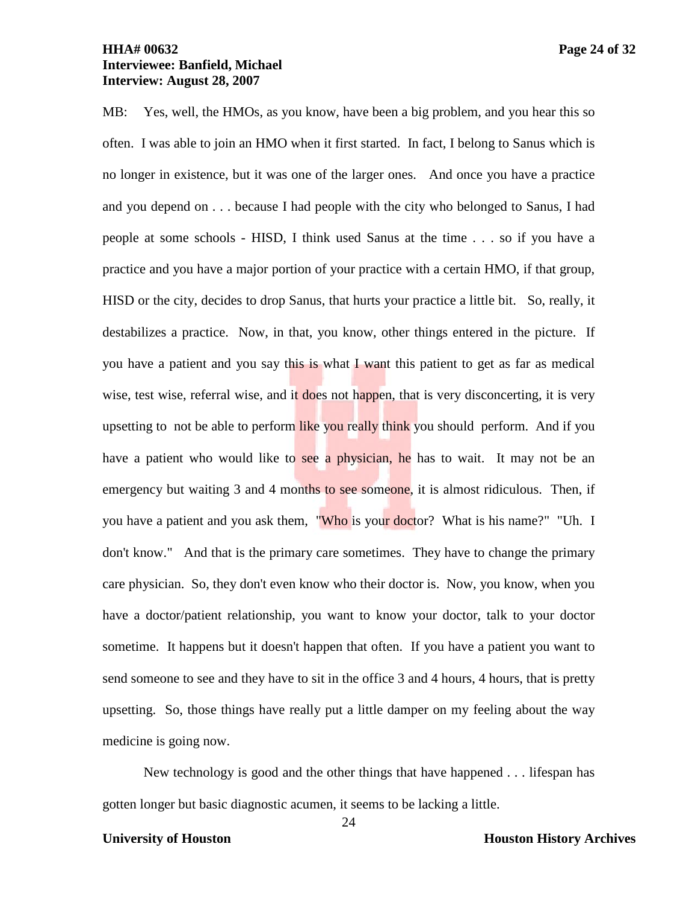MB: Yes, well, the HMOs, as you know, have been a big problem, and you hear this so often. I was able to join an HMO when it first started. In fact, I belong to Sanus which is no longer in existence, but it was one of the larger ones. And once you have a practice and you depend on . . . because I had people with the city who belonged to Sanus, I had people at some schools - HISD, I think used Sanus at the time . . . so if you have a practice and you have a major portion of your practice with a certain HMO, if that group, HISD or the city, decides to drop Sanus, that hurts your practice a little bit. So, really, it destabilizes a practice. Now, in that, you know, other things entered in the picture. If you have a patient and you say this is what I want this patient to get as far as medical wise, test wise, referral wise, and it does not happen, that is very disconcerting, it is very upsetting to not be able to perform like you really think you should perform. And if you have a patient who would like to see a physician, he has to wait. It may not be an emergency but waiting 3 and 4 months to see someone, it is almost ridiculous. Then, if you have a patient and you ask them, "Who is your doctor? What is his name?" "Uh. I don't know." And that is the primary care sometimes. They have to change the primary care physician. So, they don't even know who their doctor is. Now, you know, when you have a doctor/patient relationship, you want to know your doctor, talk to your doctor sometime. It happens but it doesn't happen that often. If you have a patient you want to send someone to see and they have to sit in the office 3 and 4 hours, 4 hours, that is pretty upsetting. So, those things have really put a little damper on my feeling about the way medicine is going now.

New technology is good and the other things that have happened . . . lifespan has gotten longer but basic diagnostic acumen, it seems to be lacking a little.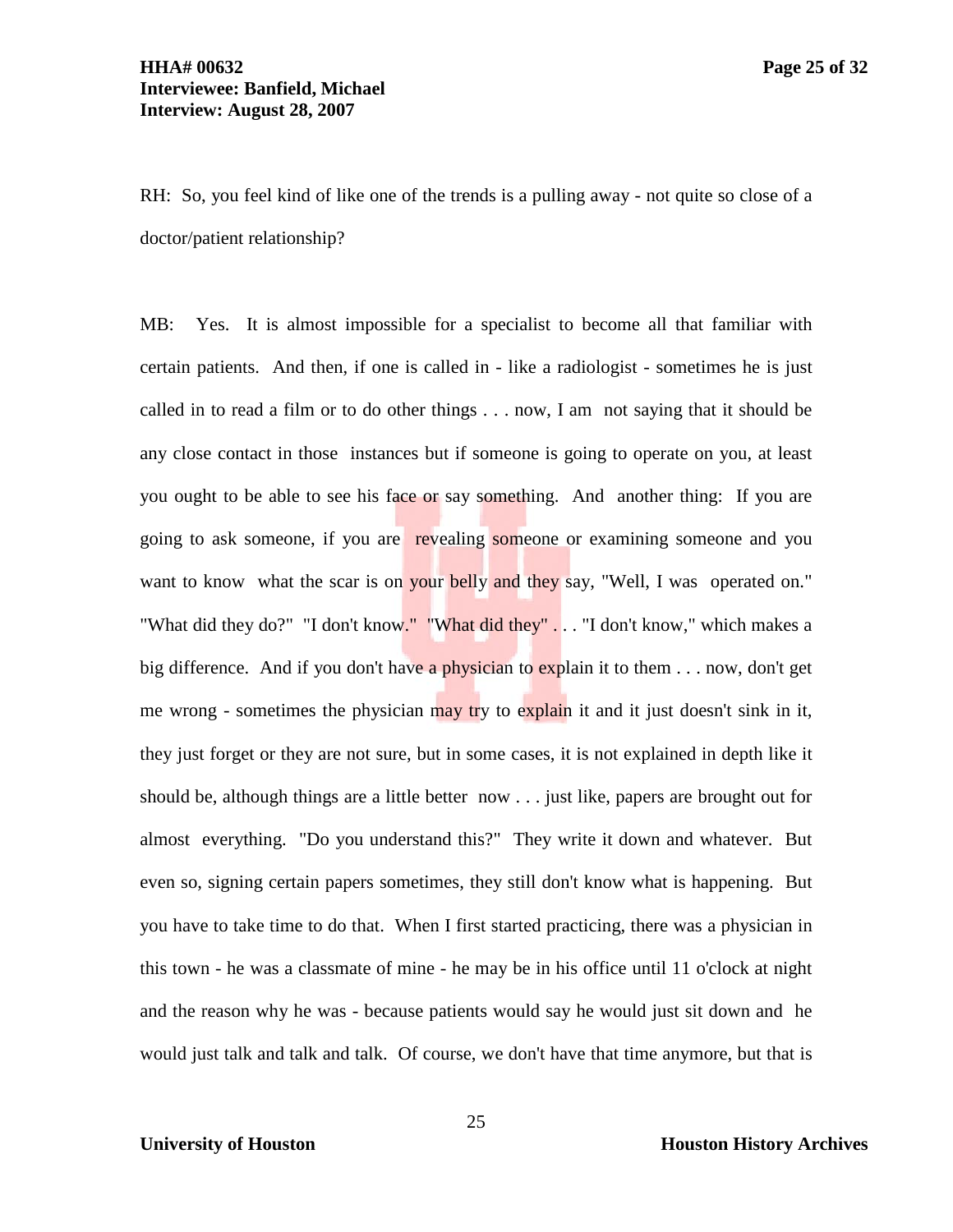RH: So, you feel kind of like one of the trends is a pulling away - not quite so close of a doctor/patient relationship?

MB: Yes. It is almost impossible for a specialist to become all that familiar with certain patients. And then, if one is called in - like a radiologist - sometimes he is just called in to read a film or to do other things . . . now, I am not saying that it should be any close contact in those instances but if someone is going to operate on you, at least you ought to be able to see his face or say something. And another thing: If you are going to ask someone, if you are revealing someone or examining someone and you want to know what the scar is on your belly and they say, "Well, I was operated on." "What did they do?" "I don't know." "What did they" . . . "I don't know," which makes a big difference. And if you don't have a physician to explain it to them . . . now, don't get me wrong - sometimes the physician may try to explain it and it just doesn't sink in it, they just forget or they are not sure, but in some cases, it is not explained in depth like it should be, although things are a little better now . . . just like, papers are brought out for almost everything. "Do you understand this?" They write it down and whatever. But even so, signing certain papers sometimes, they still don't know what is happening. But you have to take time to do that. When I first started practicing, there was a physician in this town - he was a classmate of mine - he may be in his office until 11 o'clock at night and the reason why he was - because patients would say he would just sit down and he would just talk and talk and talk. Of course, we don't have that time anymore, but that is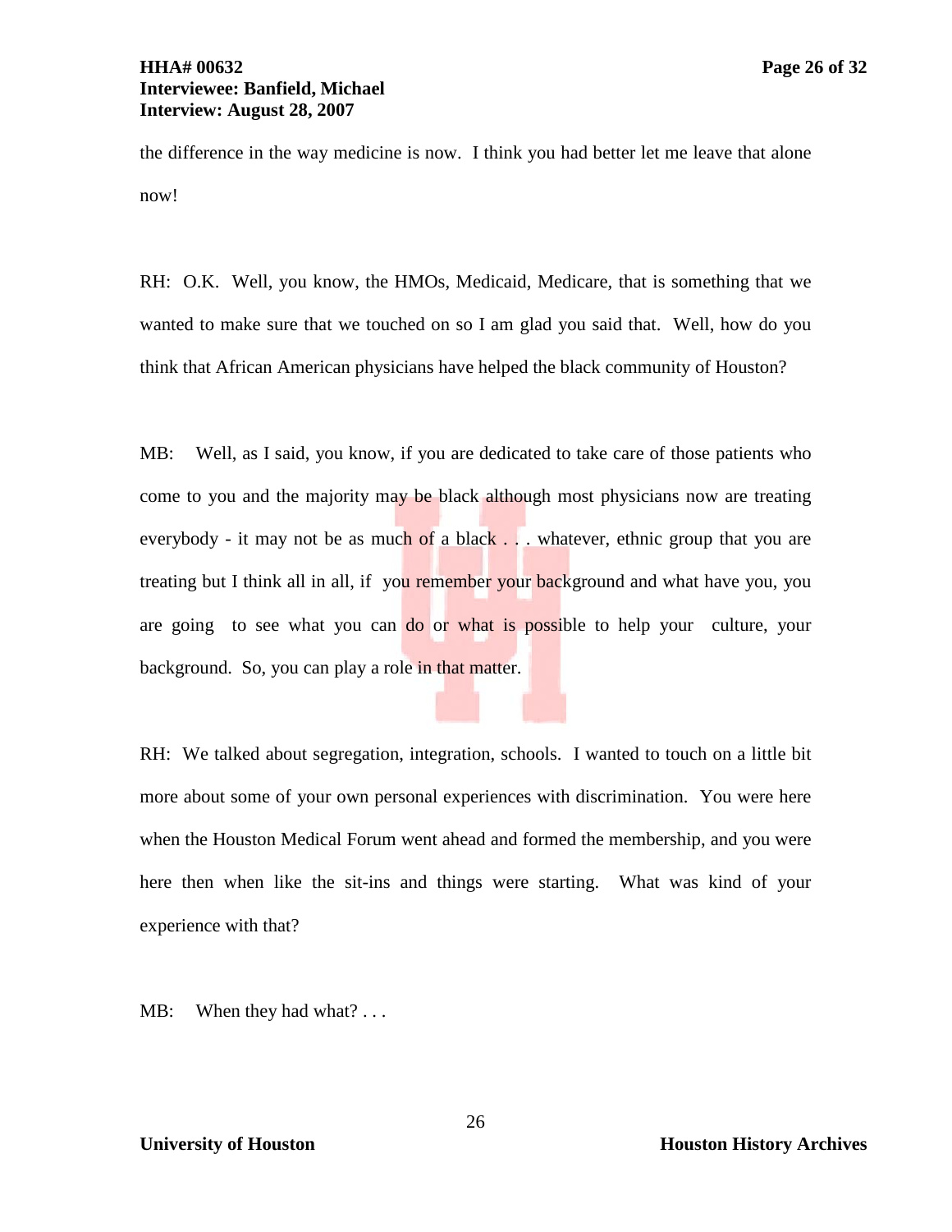the difference in the way medicine is now. I think you had better let me leave that alone now!

RH: O.K. Well, you know, the HMOs, Medicaid, Medicare, that is something that we wanted to make sure that we touched on so I am glad you said that. Well, how do you think that African American physicians have helped the black community of Houston?

MB: Well, as I said, you know, if you are dedicated to take care of those patients who come to you and the majority may be black although most physicians now are treating everybody - it may not be as much of a black . . . whatever, ethnic group that you are treating but I think all in all, if you remember your background and what have you, you are going to see what you can do or what is possible to help your culture, your background. So, you can play a role in that matter.

RH: We talked about segregation, integration, schools. I wanted to touch on a little bit more about some of your own personal experiences with discrimination. You were here when the Houston Medical Forum went ahead and formed the membership, and you were here then when like the sit-ins and things were starting. What was kind of your experience with that?

MB: When they had what? . . .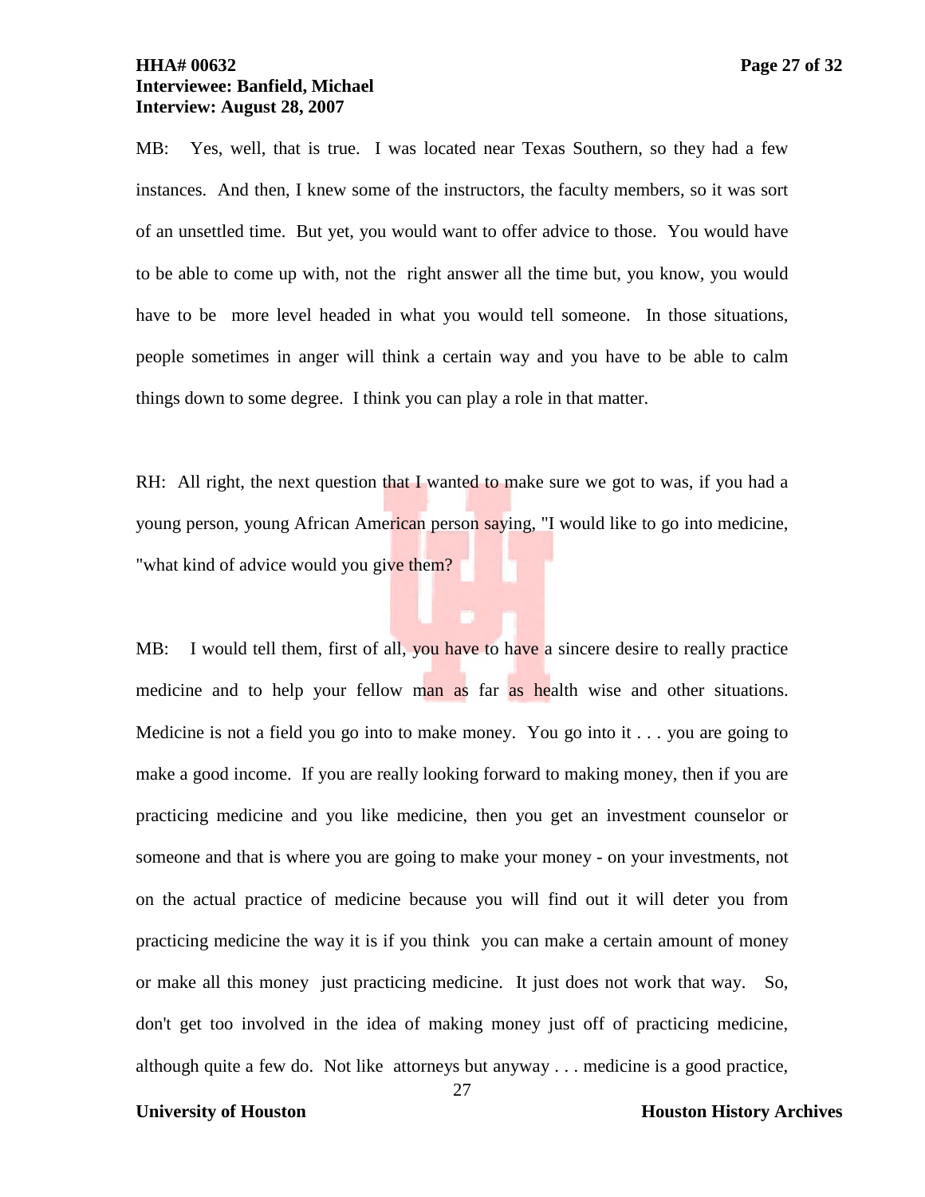MB: Yes, well, that is true. I was located near Texas Southern, so they had a few instances. And then, I knew some of the instructors, the faculty members, so it was sort of an unsettled time. But yet, you would want to offer advice to those. You would have to be able to come up with, not the right answer all the time but, you know, you would have to be more level headed in what you would tell someone. In those situations, people sometimes in anger will think a certain way and you have to be able to calm things down to some degree. I think you can play a role in that matter.

RH: All right, the next question that I wanted to make sure we got to was, if you had a young person, young African American person saying, "I would like to go into medicine, "what kind of advice would you give them?

MB: I would tell them, first of all, you have to have a sincere desire to really practice medicine and to help your fellow man as far as health wise and other situations. Medicine is not a field you go into to make money. You go into it . . . you are going to make a good income. If you are really looking forward to making money, then if you are practicing medicine and you like medicine, then you get an investment counselor or someone and that is where you are going to make your money - on your investments, not on the actual practice of medicine because you will find out it will deter you from practicing medicine the way it is if you think you can make a certain amount of money or make all this money just practicing medicine. It just does not work that way. So, don't get too involved in the idea of making money just off of practicing medicine, although quite a few do. Not like attorneys but anyway . . . medicine is a good practice,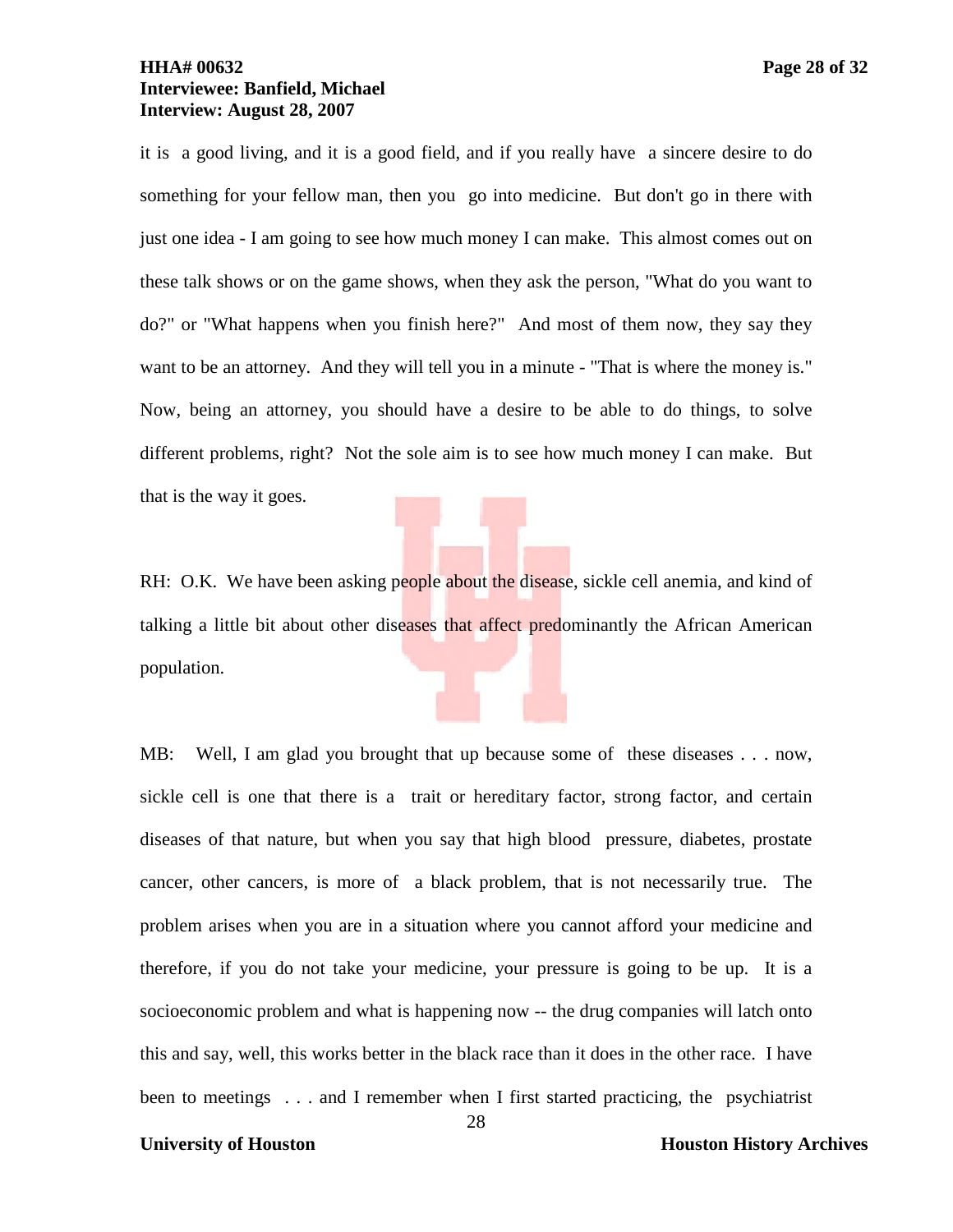it is a good living, and it is a good field, and if you really have a sincere desire to do something for your fellow man, then you go into medicine. But don't go in there with just one idea - I am going to see how much money I can make. This almost comes out on these talk shows or on the game shows, when they ask the person, "What do you want to do?" or "What happens when you finish here?" And most of them now, they say they want to be an attorney. And they will tell you in a minute - "That is where the money is." Now, being an attorney, you should have a desire to be able to do things, to solve different problems, right? Not the sole aim is to see how much money I can make. But that is the way it goes.

RH: O.K. We have been asking people about the disease, sickle cell anemia, and kind of talking a little bit about other diseases that affect predominantly the African American population.

MB: Well, I am glad you brought that up because some of these diseases . . . now, sickle cell is one that there is a trait or hereditary factor, strong factor, and certain diseases of that nature, but when you say that high blood pressure, diabetes, prostate cancer, other cancers, is more of a black problem, that is not necessarily true. The problem arises when you are in a situation where you cannot afford your medicine and therefore, if you do not take your medicine, your pressure is going to be up. It is a socioeconomic problem and what is happening now -- the drug companies will latch onto this and say, well, this works better in the black race than it does in the other race. I have been to meetings . . . and I remember when I first started practicing, the psychiatrist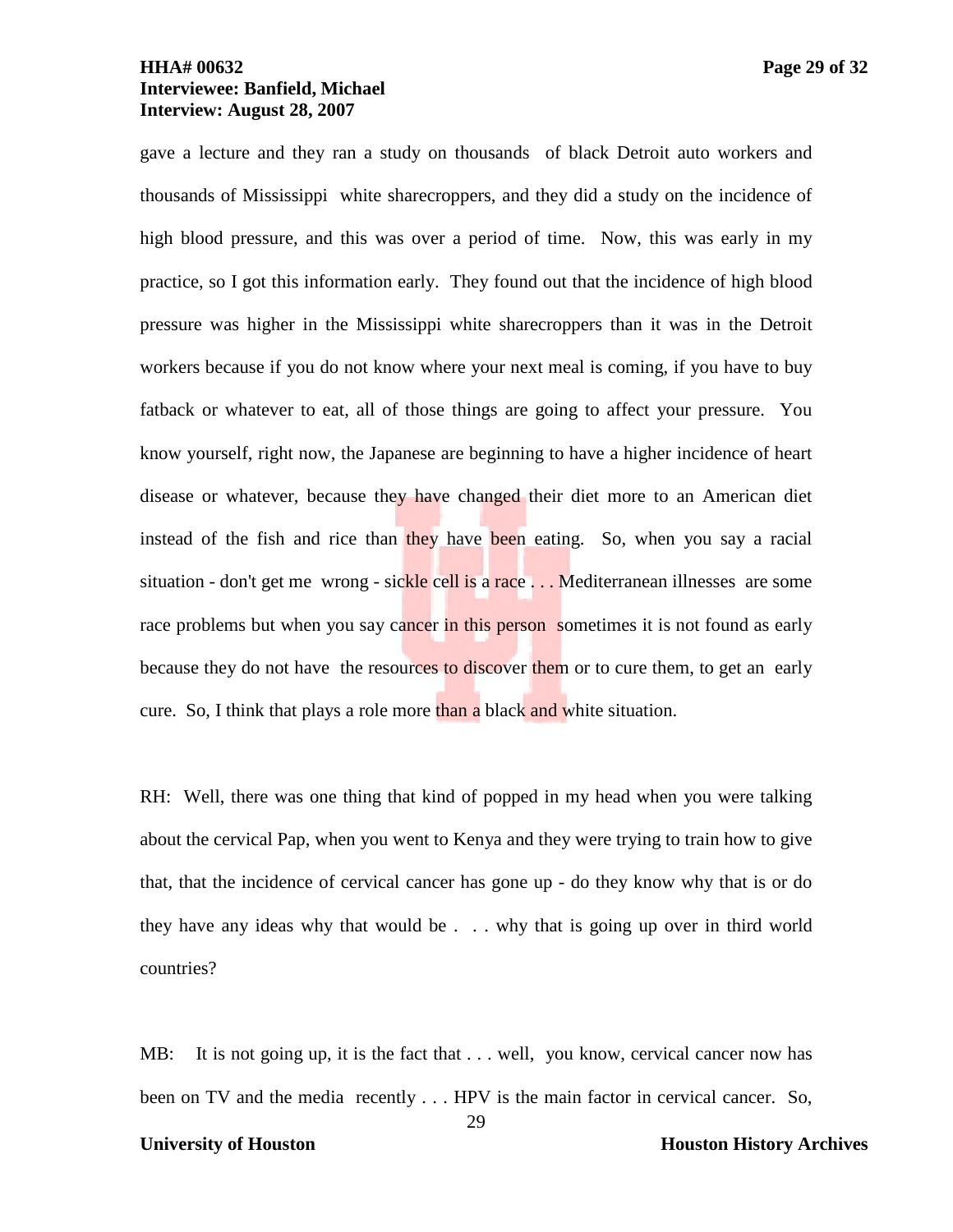gave a lecture and they ran a study on thousands of black Detroit auto workers and thousands of Mississippi white sharecroppers, and they did a study on the incidence of high blood pressure, and this was over a period of time. Now, this was early in my practice, so I got this information early. They found out that the incidence of high blood pressure was higher in the Mississippi white sharecroppers than it was in the Detroit workers because if you do not know where your next meal is coming, if you have to buy fatback or whatever to eat, all of those things are going to affect your pressure. You know yourself, right now, the Japanese are beginning to have a higher incidence of heart disease or whatever, because they have changed their diet more to an American diet instead of the fish and rice than they have been eating. So, when you say a racial situation - don't get me wrong - sickle cell is a race . . . Mediterranean illnesses are some race problems but when you say cancer in this person sometimes it is not found as early because they do not have the resources to discover them or to cure them, to get an early cure. So, I think that plays a role more than a black and white situation.

RH: Well, there was one thing that kind of popped in my head when you were talking about the cervical Pap, when you went to Kenya and they were trying to train how to give that, that the incidence of cervical cancer has gone up - do they know why that is or do they have any ideas why that would be . . . why that is going up over in third world countries?

MB: It is not going up, it is the fact that . . . well, you know, cervical cancer now has been on TV and the media recently . . . HPV is the main factor in cervical cancer. So,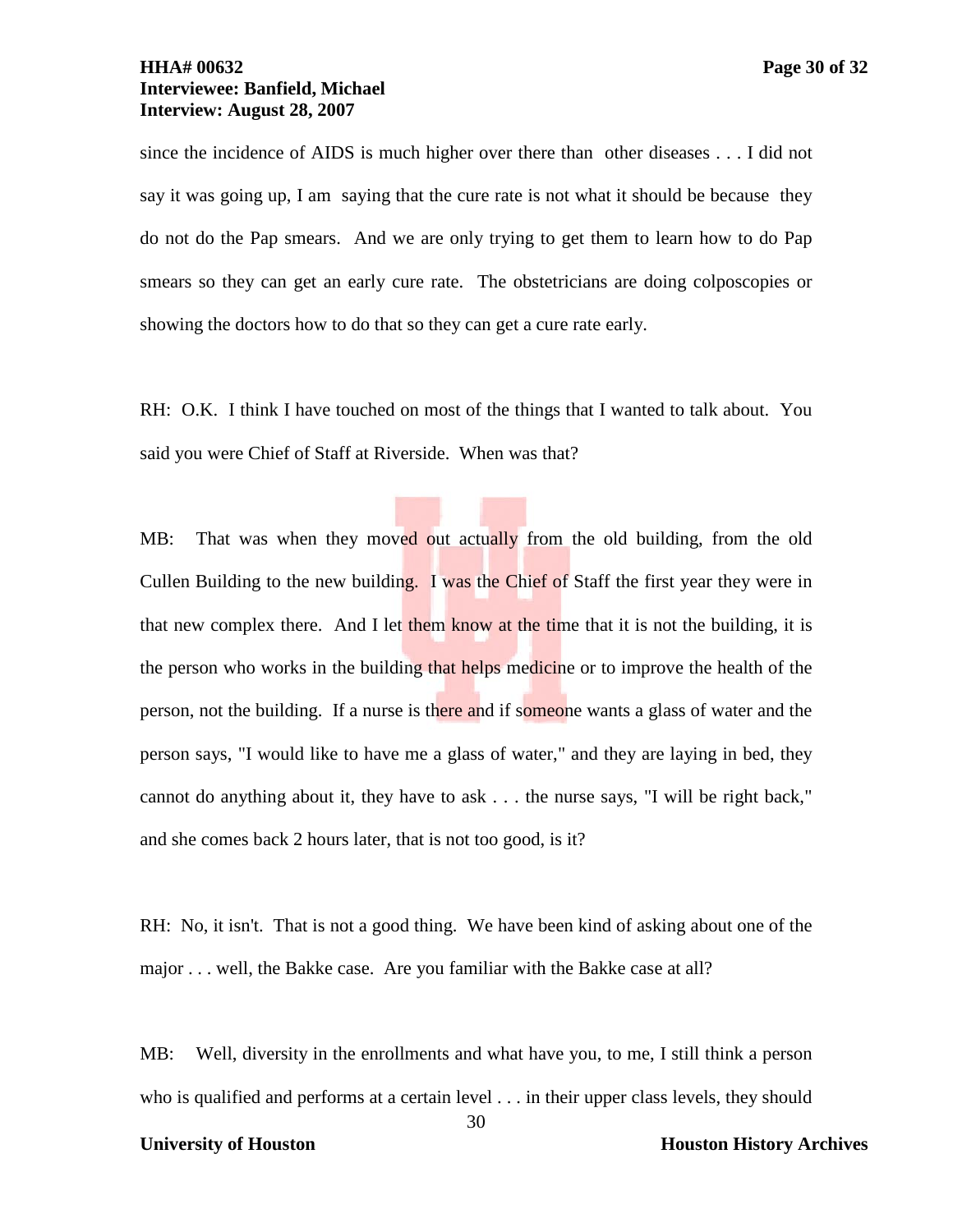since the incidence of AIDS is much higher over there than other diseases . . . I did not say it was going up, I am saying that the cure rate is not what it should be because they do not do the Pap smears. And we are only trying to get them to learn how to do Pap smears so they can get an early cure rate. The obstetricians are doing colposcopies or showing the doctors how to do that so they can get a cure rate early.

RH: O.K. I think I have touched on most of the things that I wanted to talk about. You said you were Chief of Staff at Riverside. When was that?

MB: That was when they moved out actually from the old building, from the old Cullen Building to the new building. I was the Chief of Staff the first year they were in that new complex there. And I let them know at the time that it is not the building, it is the person who works in the building that helps medicine or to improve the health of the person, not the building. If a nurse is there and if someone wants a glass of water and the person says, "I would like to have me a glass of water," and they are laying in bed, they cannot do anything about it, they have to ask . . . the nurse says, "I will be right back," and she comes back 2 hours later, that is not too good, is it?

RH: No, it isn't. That is not a good thing. We have been kind of asking about one of the major . . . well, the Bakke case. Are you familiar with the Bakke case at all?

MB: Well, diversity in the enrollments and what have you, to me, I still think a person who is qualified and performs at a certain level . . . in their upper class levels, they should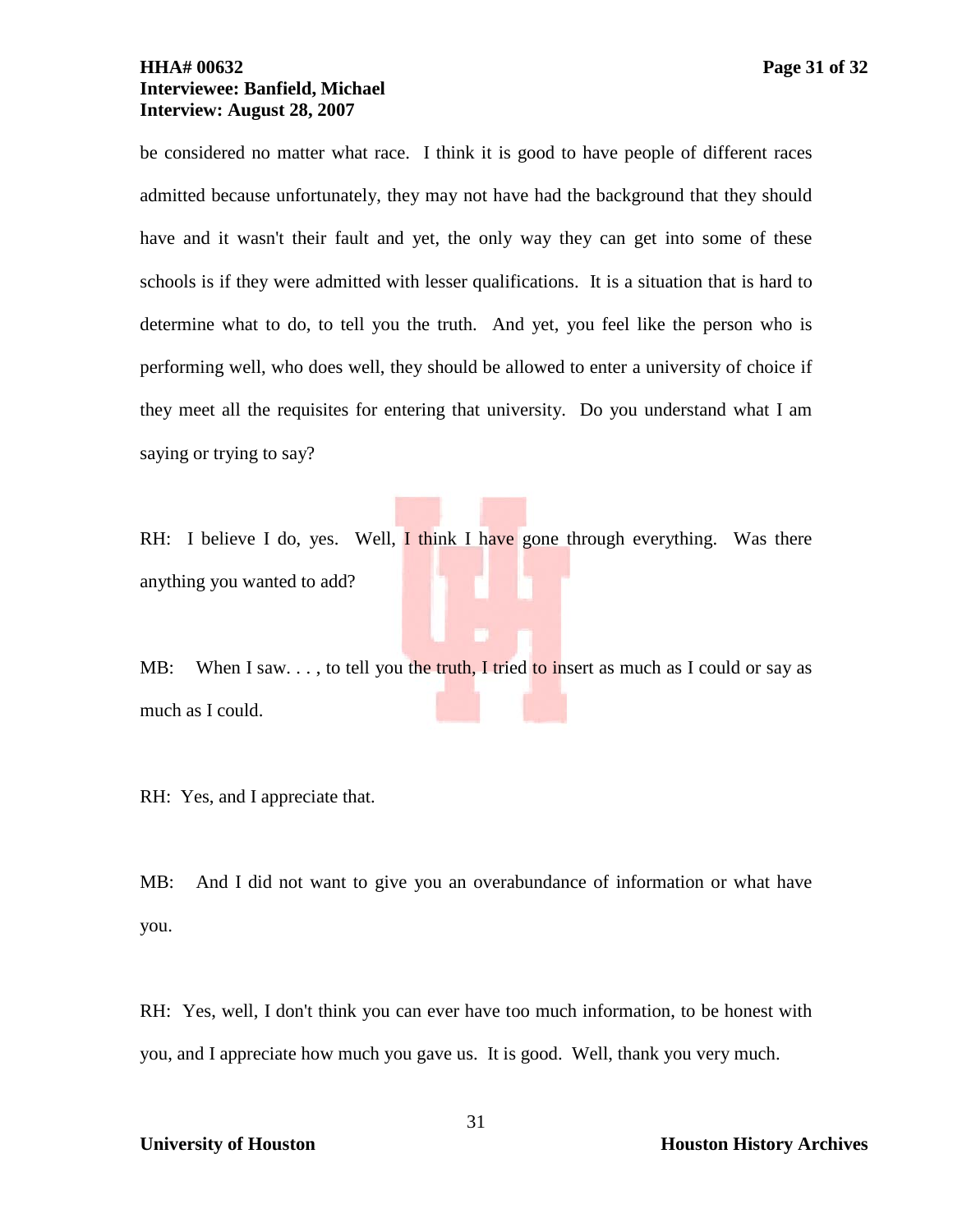be considered no matter what race. I think it is good to have people of different races admitted because unfortunately, they may not have had the background that they should have and it wasn't their fault and yet, the only way they can get into some of these schools is if they were admitted with lesser qualifications. It is a situation that is hard to determine what to do, to tell you the truth. And yet, you feel like the person who is performing well, who does well, they should be allowed to enter a university of choice if they meet all the requisites for entering that university. Do you understand what I am saying or trying to say?

RH: I believe I do, yes. Well, I think I have gone through everything. Was there anything you wanted to add?

MB: When I saw. . . , to tell you the truth, I tried to insert as much as I could or say as much as I could.

RH: Yes, and I appreciate that.

MB: And I did not want to give you an overabundance of information or what have you.

RH: Yes, well, I don't think you can ever have too much information, to be honest with you, and I appreciate how much you gave us. It is good. Well, thank you very much.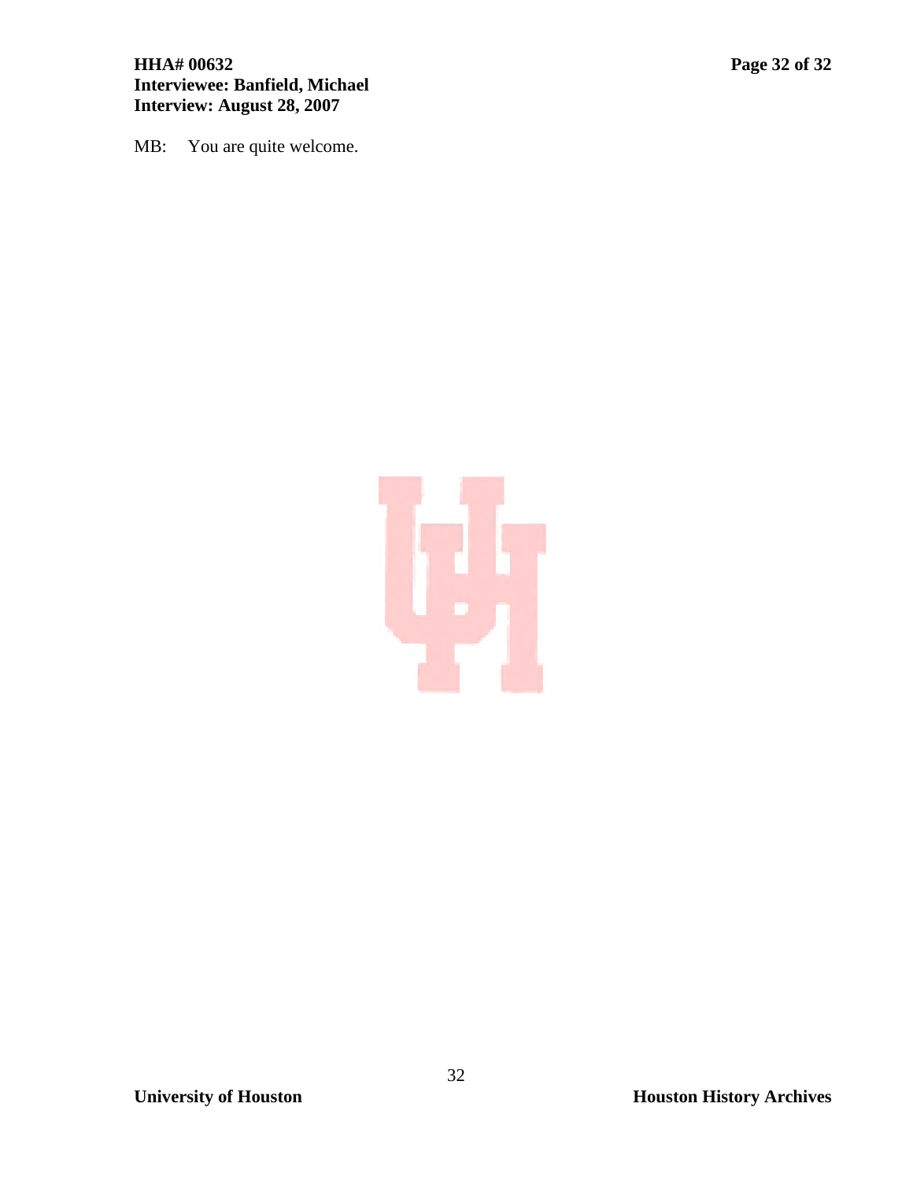MB: You are quite welcome.